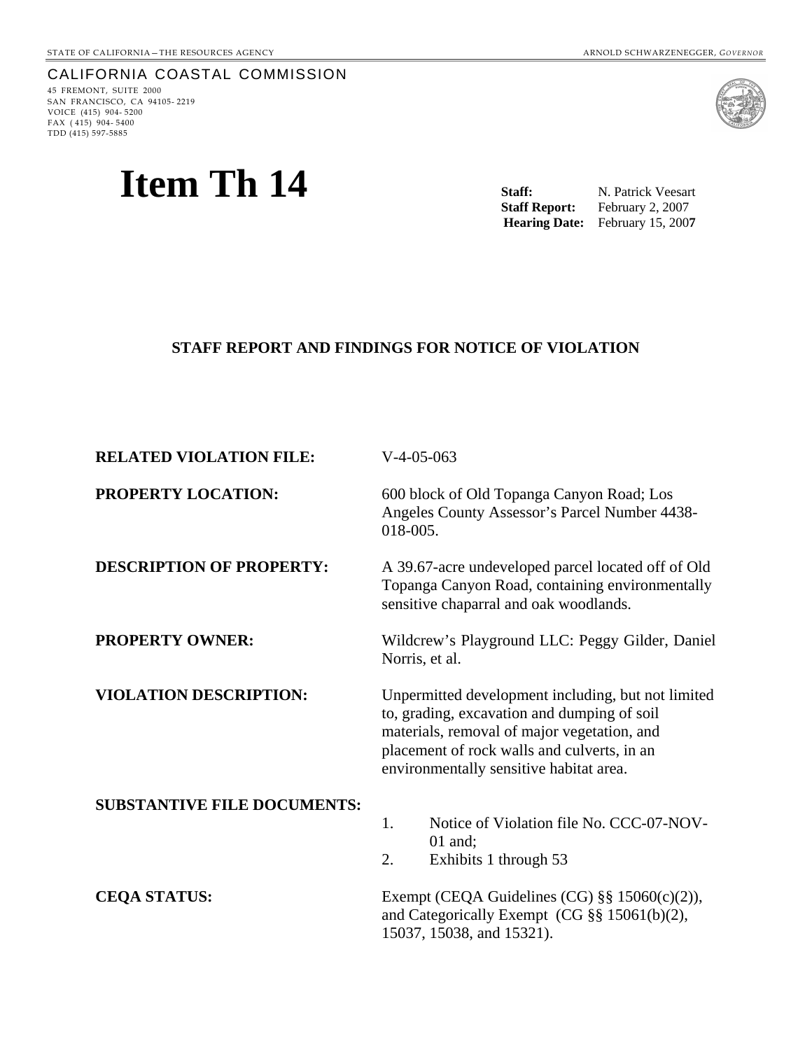STATE OF CALIFORNIA – THE RESOURCES AGENCY ARNOLD SCHWARZENEGGER, *GOVERNOR*

CALIFORNIA COASTAL COMMISSION
45 FREMONT, SUITE 2000
SAN FRANCISCO, CA 94105-2219
VOICE (415) 904-5200
FAX (415) 904-5400
TDD (415) 597-5885

# Item Th 14

**Staff:** N. Patrick Veesart
**Staff Report:** February 2, 2007
**Hearing Date:** February 15, 2007

## STAFF REPORT AND FINDINGS FOR NOTICE OF VIOLATION

**RELATED VIOLATION FILE:** V-4-05-063

**PROPERTY LOCATION:** 600 block of Old Topanga Canyon Road; Los Angeles County Assessor's Parcel Number 4438-018-005.

**DESCRIPTION OF PROPERTY:** A 39.67-acre undeveloped parcel located off of Old Topanga Canyon Road, containing environmentally sensitive chaparral and oak woodlands.

**PROPERTY OWNER:** Wildcrew's Playground LLC: Peggy Gilder, Daniel Norris, et al.

**VIOLATION DESCRIPTION:** Unpermitted development including, but not limited to, grading, excavation and dumping of soil materials, removal of major vegetation, and placement of rock walls and culverts, in an environmentally sensitive habitat area.

**SUBSTANTIVE FILE DOCUMENTS:**

1. Notice of Violation file No. CCC-07-NOV-01 and;
2. Exhibits 1 through 53

**CEQA STATUS:** Exempt (CEQA Guidelines (CG) §§ 15060(c)(2)), and Categorically Exempt (CG §§ 15061(b)(2), 15037, 15038, and 15321).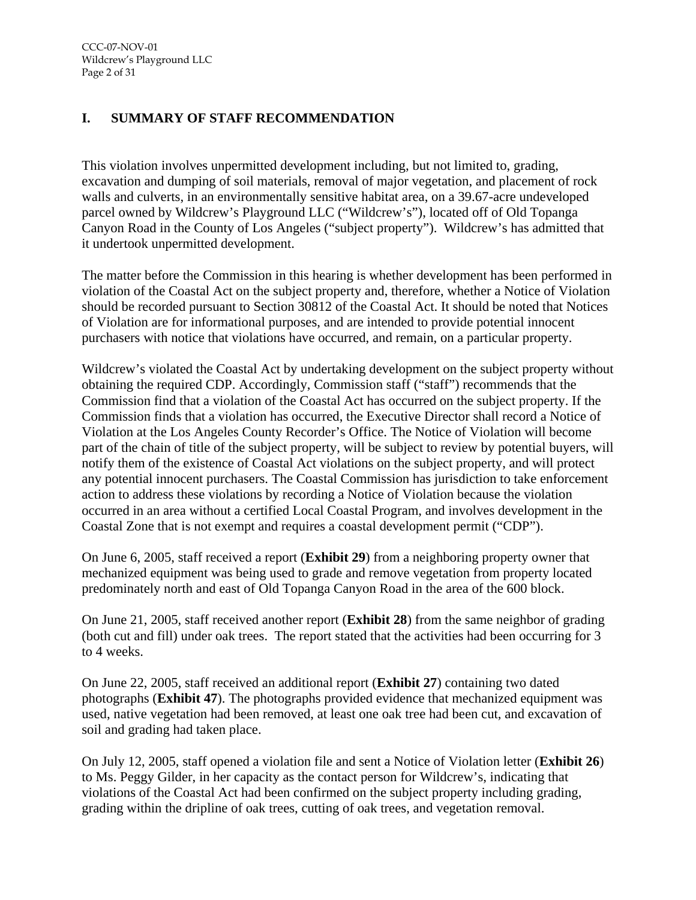## I. SUMMARY OF STAFF RECOMMENDATION

This violation involves unpermitted development including, but not limited to, grading, excavation and dumping of soil materials, removal of major vegetation, and placement of rock walls and culverts, in an environmentally sensitive habitat area, on a 39.67-acre undeveloped parcel owned by Wildcrew's Playground LLC ("Wildcrew's"), located off of Old Topanga Canyon Road in the County of Los Angeles ("subject property"). Wildcrew's has admitted that it undertook unpermitted development.

The matter before the Commission in this hearing is whether development has been performed in violation of the Coastal Act on the subject property and, therefore, whether a Notice of Violation should be recorded pursuant to Section 30812 of the Coastal Act. It should be noted that Notices of Violation are for informational purposes, and are intended to provide potential innocent purchasers with notice that violations have occurred, and remain, on a particular property.

Wildcrew's violated the Coastal Act by undertaking development on the subject property without obtaining the required CDP. Accordingly, Commission staff ("staff") recommends that the Commission find that a violation of the Coastal Act has occurred on the subject property. If the Commission finds that a violation has occurred, the Executive Director shall record a Notice of Violation at the Los Angeles County Recorder's Office. The Notice of Violation will become part of the chain of title of the subject property, will be subject to review by potential buyers, will notify them of the existence of Coastal Act violations on the subject property, and will protect any potential innocent purchasers. The Coastal Commission has jurisdiction to take enforcement action to address these violations by recording a Notice of Violation because the violation occurred in an area without a certified Local Coastal Program, and involves development in the Coastal Zone that is not exempt and requires a coastal development permit ("CDP").

On June 6, 2005, staff received a report (**Exhibit 29**) from a neighboring property owner that mechanized equipment was being used to grade and remove vegetation from property located predominately north and east of Old Topanga Canyon Road in the area of the 600 block.

On June 21, 2005, staff received another report (**Exhibit 28**) from the same neighbor of grading (both cut and fill) under oak trees. The report stated that the activities had been occurring for 3 to 4 weeks.

On June 22, 2005, staff received an additional report (**Exhibit 27**) containing two dated photographs (**Exhibit 47**). The photographs provided evidence that mechanized equipment was used, native vegetation had been removed, at least one oak tree had been cut, and excavation of soil and grading had taken place.

On July 12, 2005, staff opened a violation file and sent a Notice of Violation letter (**Exhibit 26**) to Ms. Peggy Gilder, in her capacity as the contact person for Wildcrew's, indicating that violations of the Coastal Act had been confirmed on the subject property including grading, grading within the dripline of oak trees, cutting of oak trees, and vegetation removal.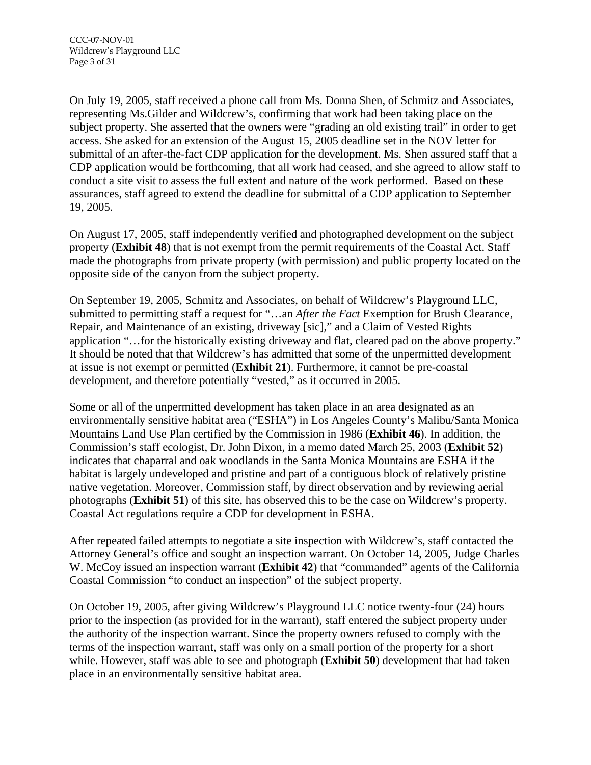On July 19, 2005, staff received a phone call from Ms. Donna Shen, of Schmitz and Associates, representing Ms.Gilder and Wildcrew's, confirming that work had been taking place on the subject property. She asserted that the owners were "grading an old existing trail" in order to get access. She asked for an extension of the August 15, 2005 deadline set in the NOV letter for submittal of an after-the-fact CDP application for the development. Ms. Shen assured staff that a CDP application would be forthcoming, that all work had ceased, and she agreed to allow staff to conduct a site visit to assess the full extent and nature of the work performed. Based on these assurances, staff agreed to extend the deadline for submittal of a CDP application to September 19, 2005.

On August 17, 2005, staff independently verified and photographed development on the subject property (**Exhibit 48**) that is not exempt from the permit requirements of the Coastal Act. Staff made the photographs from private property (with permission) and public property located on the opposite side of the canyon from the subject property.

On September 19, 2005, Schmitz and Associates, on behalf of Wildcrew's Playground LLC, submitted to permitting staff a request for "…an *After the Fact* Exemption for Brush Clearance, Repair, and Maintenance of an existing, driveway [sic]," and a Claim of Vested Rights application "…for the historically existing driveway and flat, cleared pad on the above property." It should be noted that that Wildcrew's has admitted that some of the unpermitted development at issue is not exempt or permitted (**Exhibit 21**). Furthermore, it cannot be pre-coastal development, and therefore potentially "vested," as it occurred in 2005.

Some or all of the unpermitted development has taken place in an area designated as an environmentally sensitive habitat area ("ESHA") in Los Angeles County's Malibu/Santa Monica Mountains Land Use Plan certified by the Commission in 1986 (**Exhibit 46**). In addition, the Commission's staff ecologist, Dr. John Dixon, in a memo dated March 25, 2003 (**Exhibit 52**) indicates that chaparral and oak woodlands in the Santa Monica Mountains are ESHA if the habitat is largely undeveloped and pristine and part of a contiguous block of relatively pristine native vegetation. Moreover, Commission staff, by direct observation and by reviewing aerial photographs (**Exhibit 51**) of this site, has observed this to be the case on Wildcrew's property. Coastal Act regulations require a CDP for development in ESHA.

After repeated failed attempts to negotiate a site inspection with Wildcrew's, staff contacted the Attorney General's office and sought an inspection warrant. On October 14, 2005, Judge Charles W. McCoy issued an inspection warrant (**Exhibit 42**) that "commanded" agents of the California Coastal Commission "to conduct an inspection" of the subject property.

On October 19, 2005, after giving Wildcrew's Playground LLC notice twenty-four (24) hours prior to the inspection (as provided for in the warrant), staff entered the subject property under the authority of the inspection warrant. Since the property owners refused to comply with the terms of the inspection warrant, staff was only on a small portion of the property for a short while. However, staff was able to see and photograph (**Exhibit 50**) development that had taken place in an environmentally sensitive habitat area.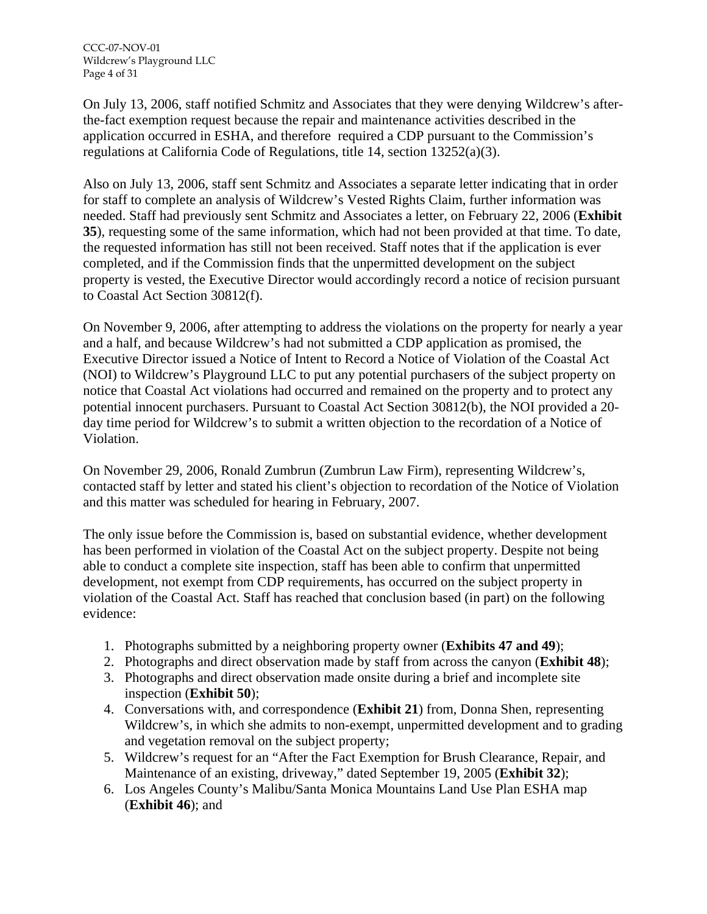On July 13, 2006, staff notified Schmitz and Associates that they were denying Wildcrew's after-the-fact exemption request because the repair and maintenance activities described in the application occurred in ESHA, and therefore required a CDP pursuant to the Commission's regulations at California Code of Regulations, title 14, section 13252(a)(3).

Also on July 13, 2006, staff sent Schmitz and Associates a separate letter indicating that in order for staff to complete an analysis of Wildcrew's Vested Rights Claim, further information was needed. Staff had previously sent Schmitz and Associates a letter, on February 22, 2006 (**Exhibit 35**), requesting some of the same information, which had not been provided at that time. To date, the requested information has still not been received. Staff notes that if the application is ever completed, and if the Commission finds that the unpermitted development on the subject property is vested, the Executive Director would accordingly record a notice of recision pursuant to Coastal Act Section 30812(f).

On November 9, 2006, after attempting to address the violations on the property for nearly a year and a half, and because Wildcrew's had not submitted a CDP application as promised, the Executive Director issued a Notice of Intent to Record a Notice of Violation of the Coastal Act (NOI) to Wildcrew's Playground LLC to put any potential purchasers of the subject property on notice that Coastal Act violations had occurred and remained on the property and to protect any potential innocent purchasers. Pursuant to Coastal Act Section 30812(b), the NOI provided a 20-day time period for Wildcrew's to submit a written objection to the recordation of a Notice of Violation.

On November 29, 2006, Ronald Zumbrun (Zumbrun Law Firm), representing Wildcrew's, contacted staff by letter and stated his client's objection to recordation of the Notice of Violation and this matter was scheduled for hearing in February, 2007.

The only issue before the Commission is, based on substantial evidence, whether development has been performed in violation of the Coastal Act on the subject property. Despite not being able to conduct a complete site inspection, staff has been able to confirm that unpermitted development, not exempt from CDP requirements, has occurred on the subject property in violation of the Coastal Act. Staff has reached that conclusion based (in part) on the following evidence:

1. Photographs submitted by a neighboring property owner (**Exhibits 47 and 49**);
2. Photographs and direct observation made by staff from across the canyon (**Exhibit 48**);
3. Photographs and direct observation made onsite during a brief and incomplete site inspection (**Exhibit 50**);
4. Conversations with, and correspondence (**Exhibit 21**) from, Donna Shen, representing Wildcrew's, in which she admits to non-exempt, unpermitted development and to grading and vegetation removal on the subject property;
5. Wildcrew's request for an "After the Fact Exemption for Brush Clearance, Repair, and Maintenance of an existing, driveway," dated September 19, 2005 (**Exhibit 32**);
6. Los Angeles County's Malibu/Santa Monica Mountains Land Use Plan ESHA map (**Exhibit 46**); and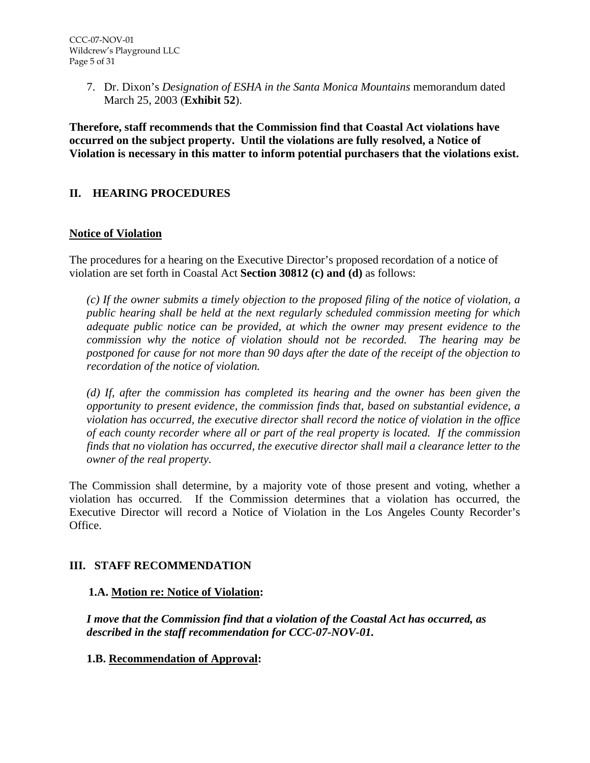7. Dr. Dixon's *Designation of ESHA in the Santa Monica Mountains* memorandum dated March 25, 2003 (**Exhibit 52**).

**Therefore, staff recommends that the Commission find that Coastal Act violations have occurred on the subject property. Until the violations are fully resolved, a Notice of Violation is necessary in this matter to inform potential purchasers that the violations exist.**

## II. HEARING PROCEDURES

**<u>Notice of Violation</u>**

The procedures for a hearing on the Executive Director's proposed recordation of a notice of violation are set forth in Coastal Act **Section 30812 (c) and (d)** as follows:

> *(c) If the owner submits a timely objection to the proposed filing of the notice of violation, a public hearing shall be held at the next regularly scheduled commission meeting for which adequate public notice can be provided, at which the owner may present evidence to the commission why the notice of violation should not be recorded. The hearing may be postponed for cause for not more than 90 days after the date of the receipt of the objection to recordation of the notice of violation.*
>
> *(d) If, after the commission has completed its hearing and the owner has been given the opportunity to present evidence, the commission finds that, based on substantial evidence, a violation has occurred, the executive director shall record the notice of violation in the office of each county recorder where all or part of the real property is located. If the commission finds that no violation has occurred, the executive director shall mail a clearance letter to the owner of the real property.*

The Commission shall determine, by a majority vote of those present and voting, whether a violation has occurred. If the Commission determines that a violation has occurred, the Executive Director will record a Notice of Violation in the Los Angeles County Recorder's Office.

## III. STAFF RECOMMENDATION

**1.A. <u>Motion re: Notice of Violation</u>:**

***I move that the Commission find that a violation of the Coastal Act has occurred, as described in the staff recommendation for CCC-07-NOV-01.***

**1.B. <u>Recommendation of Approval</u>:**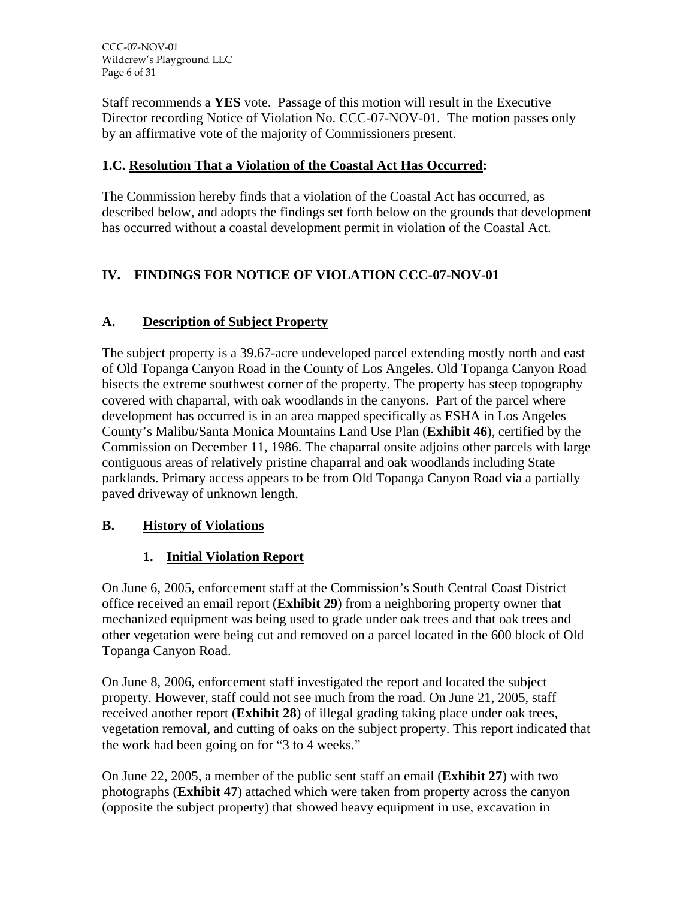Staff recommends a **YES** vote. Passage of this motion will result in the Executive Director recording Notice of Violation No. CCC-07-NOV-01. The motion passes only by an affirmative vote of the majority of Commissioners present.

### 1.C. Resolution That a Violation of the Coastal Act Has Occurred:

The Commission hereby finds that a violation of the Coastal Act has occurred, as described below, and adopts the findings set forth below on the grounds that development has occurred without a coastal development permit in violation of the Coastal Act.

## IV. FINDINGS FOR NOTICE OF VIOLATION CCC-07-NOV-01

### A. Description of Subject Property

The subject property is a 39.67-acre undeveloped parcel extending mostly north and east of Old Topanga Canyon Road in the County of Los Angeles. Old Topanga Canyon Road bisects the extreme southwest corner of the property. The property has steep topography covered with chaparral, with oak woodlands in the canyons. Part of the parcel where development has occurred is in an area mapped specifically as ESHA in Los Angeles County's Malibu/Santa Monica Mountains Land Use Plan (**Exhibit 46**), certified by the Commission on December 11, 1986. The chaparral onsite adjoins other parcels with large contiguous areas of relatively pristine chaparral and oak woodlands including State parklands. Primary access appears to be from Old Topanga Canyon Road via a partially paved driveway of unknown length.

### B. History of Violations

#### 1. Initial Violation Report

On June 6, 2005, enforcement staff at the Commission's South Central Coast District office received an email report (**Exhibit 29**) from a neighboring property owner that mechanized equipment was being used to grade under oak trees and that oak trees and other vegetation were being cut and removed on a parcel located in the 600 block of Old Topanga Canyon Road.

On June 8, 2006, enforcement staff investigated the report and located the subject property. However, staff could not see much from the road. On June 21, 2005, staff received another report (**Exhibit 28**) of illegal grading taking place under oak trees, vegetation removal, and cutting of oaks on the subject property. This report indicated that the work had been going on for "3 to 4 weeks."

On June 22, 2005, a member of the public sent staff an email (**Exhibit 27**) with two photographs (**Exhibit 47**) attached which were taken from property across the canyon (opposite the subject property) that showed heavy equipment in use, excavation in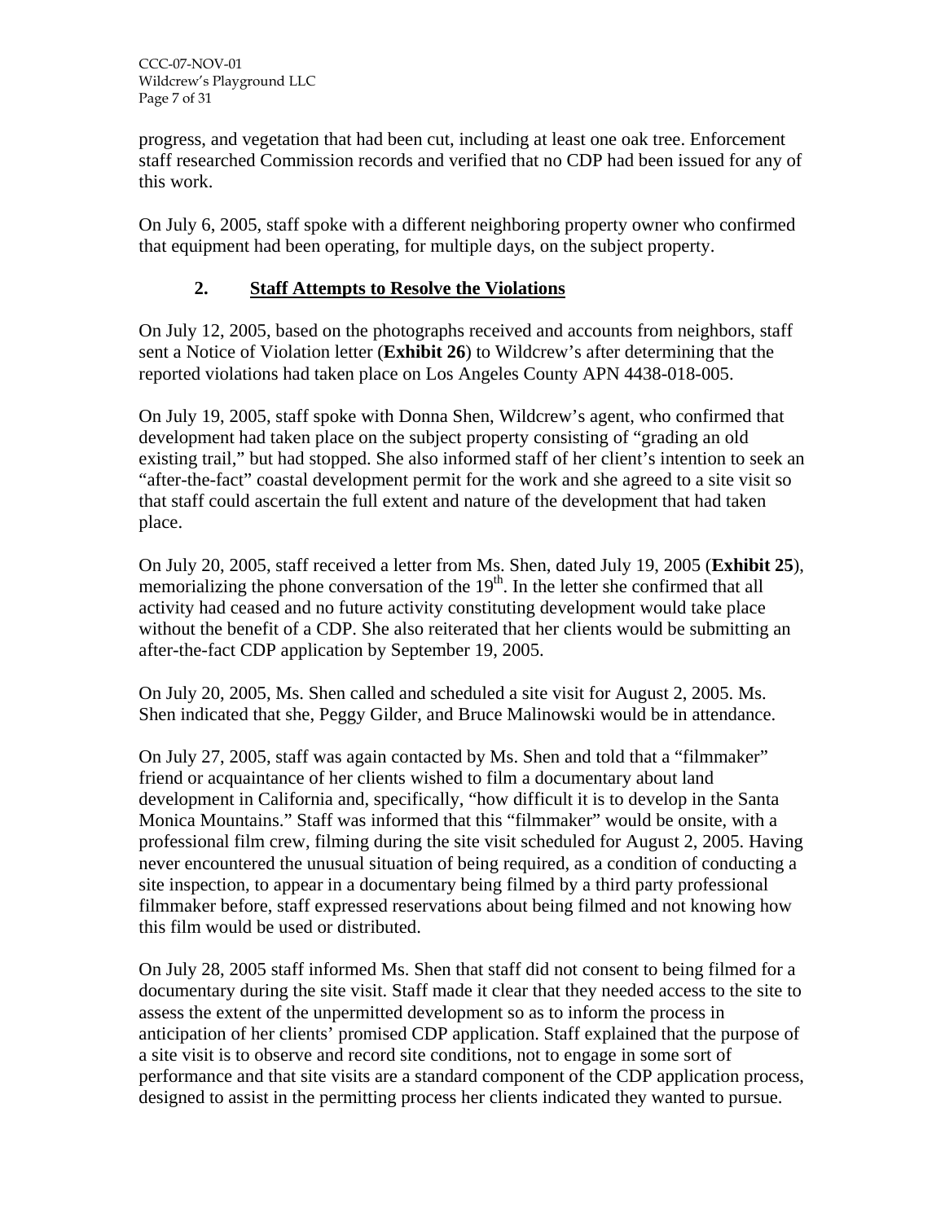progress, and vegetation that had been cut, including at least one oak tree. Enforcement staff researched Commission records and verified that no CDP had been issued for any of this work.

On July 6, 2005, staff spoke with a different neighboring property owner who confirmed that equipment had been operating, for multiple days, on the subject property.

### 2. Staff Attempts to Resolve the Violations

On July 12, 2005, based on the photographs received and accounts from neighbors, staff sent a Notice of Violation letter (**Exhibit 26**) to Wildcrew's after determining that the reported violations had taken place on Los Angeles County APN 4438-018-005.

On July 19, 2005, staff spoke with Donna Shen, Wildcrew's agent, who confirmed that development had taken place on the subject property consisting of "grading an old existing trail," but had stopped. She also informed staff of her client's intention to seek an "after-the-fact" coastal development permit for the work and she agreed to a site visit so that staff could ascertain the full extent and nature of the development that had taken place.

On July 20, 2005, staff received a letter from Ms. Shen, dated July 19, 2005 (**Exhibit 25**), memorializing the phone conversation of the 19th. In the letter she confirmed that all activity had ceased and no future activity constituting development would take place without the benefit of a CDP. She also reiterated that her clients would be submitting an after-the-fact CDP application by September 19, 2005.

On July 20, 2005, Ms. Shen called and scheduled a site visit for August 2, 2005. Ms. Shen indicated that she, Peggy Gilder, and Bruce Malinowski would be in attendance.

On July 27, 2005, staff was again contacted by Ms. Shen and told that a "filmmaker" friend or acquaintance of her clients wished to film a documentary about land development in California and, specifically, "how difficult it is to develop in the Santa Monica Mountains." Staff was informed that this "filmmaker" would be onsite, with a professional film crew, filming during the site visit scheduled for August 2, 2005. Having never encountered the unusual situation of being required, as a condition of conducting a site inspection, to appear in a documentary being filmed by a third party professional filmmaker before, staff expressed reservations about being filmed and not knowing how this film would be used or distributed.

On July 28, 2005 staff informed Ms. Shen that staff did not consent to being filmed for a documentary during the site visit. Staff made it clear that they needed access to the site to assess the extent of the unpermitted development so as to inform the process in anticipation of her clients' promised CDP application. Staff explained that the purpose of a site visit is to observe and record site conditions, not to engage in some sort of performance and that site visits are a standard component of the CDP application process, designed to assist in the permitting process her clients indicated they wanted to pursue.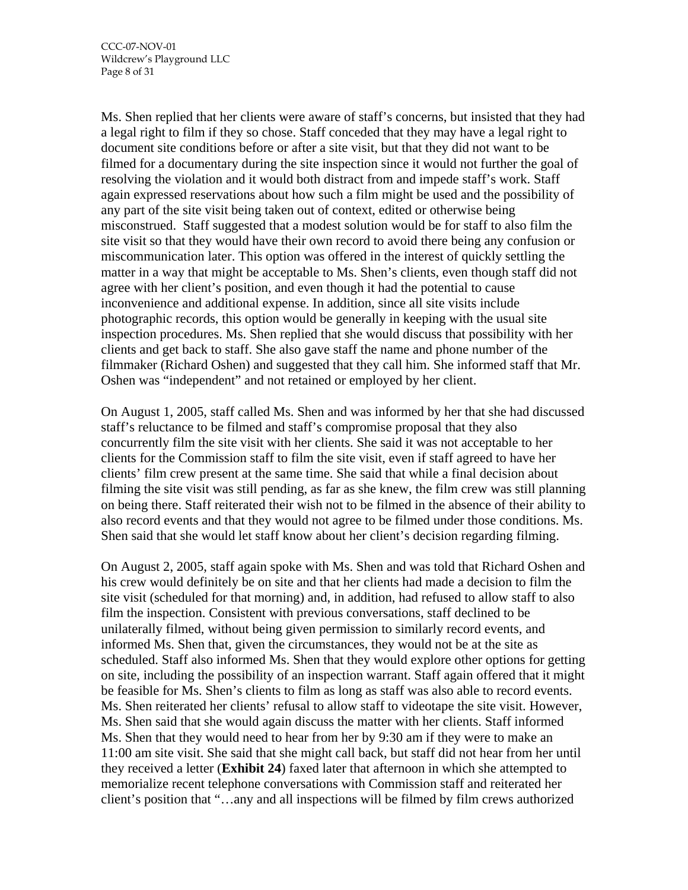Ms. Shen replied that her clients were aware of staff's concerns, but insisted that they had a legal right to film if they so chose. Staff conceded that they may have a legal right to document site conditions before or after a site visit, but that they did not want to be filmed for a documentary during the site inspection since it would not further the goal of resolving the violation and it would both distract from and impede staff's work. Staff again expressed reservations about how such a film might be used and the possibility of any part of the site visit being taken out of context, edited or otherwise being misconstrued. Staff suggested that a modest solution would be for staff to also film the site visit so that they would have their own record to avoid there being any confusion or miscommunication later. This option was offered in the interest of quickly settling the matter in a way that might be acceptable to Ms. Shen's clients, even though staff did not agree with her client's position, and even though it had the potential to cause inconvenience and additional expense. In addition, since all site visits include photographic records, this option would be generally in keeping with the usual site inspection procedures. Ms. Shen replied that she would discuss that possibility with her clients and get back to staff. She also gave staff the name and phone number of the filmmaker (Richard Oshen) and suggested that they call him. She informed staff that Mr. Oshen was "independent" and not retained or employed by her client.

On August 1, 2005, staff called Ms. Shen and was informed by her that she had discussed staff's reluctance to be filmed and staff's compromise proposal that they also concurrently film the site visit with her clients. She said it was not acceptable to her clients for the Commission staff to film the site visit, even if staff agreed to have her clients' film crew present at the same time. She said that while a final decision about filming the site visit was still pending, as far as she knew, the film crew was still planning on being there. Staff reiterated their wish not to be filmed in the absence of their ability to also record events and that they would not agree to be filmed under those conditions. Ms. Shen said that she would let staff know about her client's decision regarding filming.

On August 2, 2005, staff again spoke with Ms. Shen and was told that Richard Oshen and his crew would definitely be on site and that her clients had made a decision to film the site visit (scheduled for that morning) and, in addition, had refused to allow staff to also film the inspection. Consistent with previous conversations, staff declined to be unilaterally filmed, without being given permission to similarly record events, and informed Ms. Shen that, given the circumstances, they would not be at the site as scheduled. Staff also informed Ms. Shen that they would explore other options for getting on site, including the possibility of an inspection warrant. Staff again offered that it might be feasible for Ms. Shen's clients to film as long as staff was also able to record events. Ms. Shen reiterated her clients' refusal to allow staff to videotape the site visit. However, Ms. Shen said that she would again discuss the matter with her clients. Staff informed Ms. Shen that they would need to hear from her by 9:30 am if they were to make an 11:00 am site visit. She said that she might call back, but staff did not hear from her until they received a letter (**Exhibit 24**) faxed later that afternoon in which she attempted to memorialize recent telephone conversations with Commission staff and reiterated her client's position that "…any and all inspections will be filmed by film crews authorized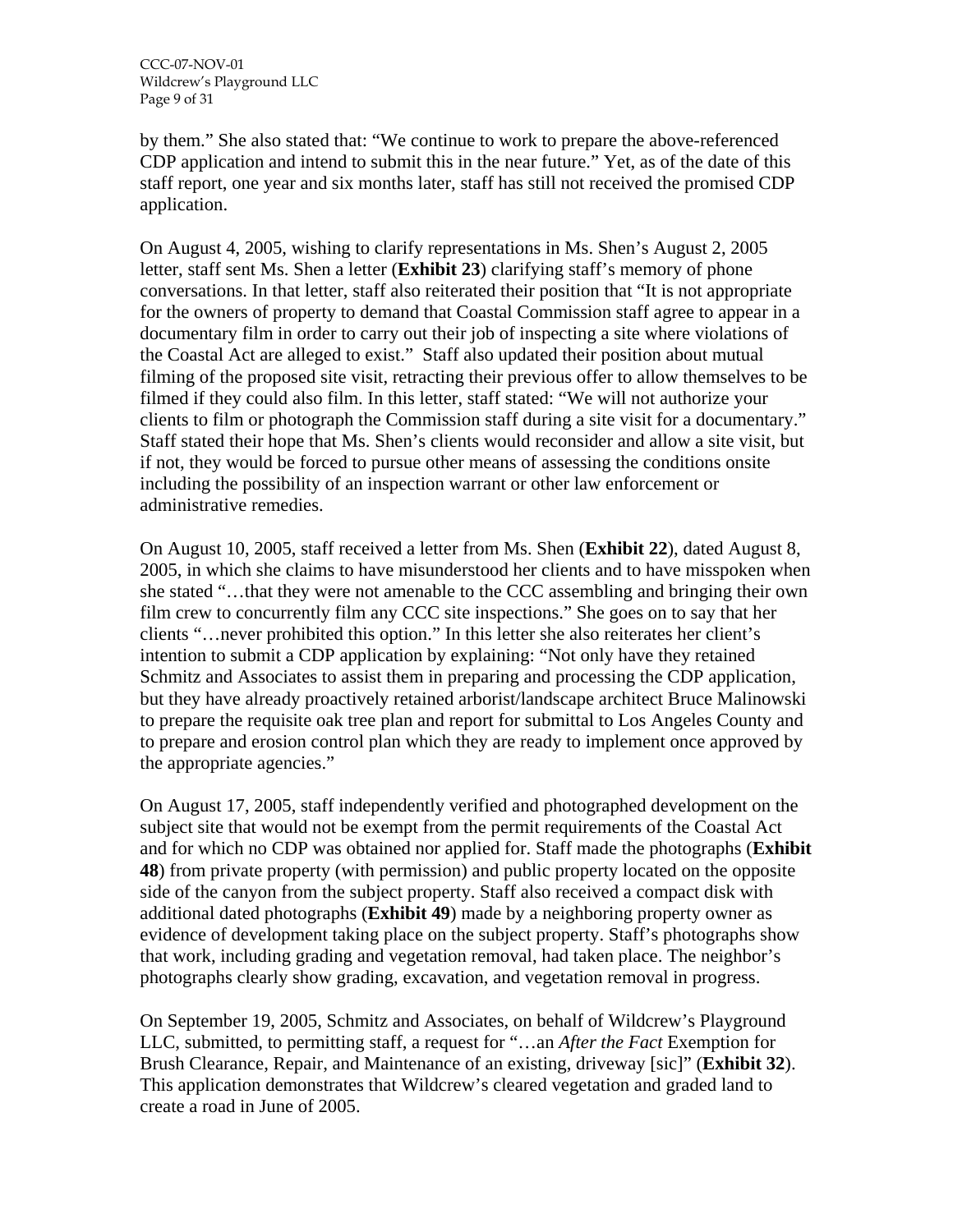by them." She also stated that: "We continue to work to prepare the above-referenced CDP application and intend to submit this in the near future." Yet, as of the date of this staff report, one year and six months later, staff has still not received the promised CDP application.

On August 4, 2005, wishing to clarify representations in Ms. Shen's August 2, 2005 letter, staff sent Ms. Shen a letter (**Exhibit 23**) clarifying staff's memory of phone conversations. In that letter, staff also reiterated their position that "It is not appropriate for the owners of property to demand that Coastal Commission staff agree to appear in a documentary film in order to carry out their job of inspecting a site where violations of the Coastal Act are alleged to exist." Staff also updated their position about mutual filming of the proposed site visit, retracting their previous offer to allow themselves to be filmed if they could also film. In this letter, staff stated: "We will not authorize your clients to film or photograph the Commission staff during a site visit for a documentary." Staff stated their hope that Ms. Shen's clients would reconsider and allow a site visit, but if not, they would be forced to pursue other means of assessing the conditions onsite including the possibility of an inspection warrant or other law enforcement or administrative remedies.

On August 10, 2005, staff received a letter from Ms. Shen (**Exhibit 22**), dated August 8, 2005, in which she claims to have misunderstood her clients and to have misspoken when she stated "…that they were not amenable to the CCC assembling and bringing their own film crew to concurrently film any CCC site inspections." She goes on to say that her clients "…never prohibited this option." In this letter she also reiterates her client's intention to submit a CDP application by explaining: "Not only have they retained Schmitz and Associates to assist them in preparing and processing the CDP application, but they have already proactively retained arborist/landscape architect Bruce Malinowski to prepare the requisite oak tree plan and report for submittal to Los Angeles County and to prepare and erosion control plan which they are ready to implement once approved by the appropriate agencies."

On August 17, 2005, staff independently verified and photographed development on the subject site that would not be exempt from the permit requirements of the Coastal Act and for which no CDP was obtained nor applied for. Staff made the photographs (**Exhibit 48**) from private property (with permission) and public property located on the opposite side of the canyon from the subject property. Staff also received a compact disk with additional dated photographs (**Exhibit 49**) made by a neighboring property owner as evidence of development taking place on the subject property. Staff's photographs show that work, including grading and vegetation removal, had taken place. The neighbor's photographs clearly show grading, excavation, and vegetation removal in progress.

On September 19, 2005, Schmitz and Associates, on behalf of Wildcrew's Playground LLC, submitted, to permitting staff, a request for "…an *After the Fact* Exemption for Brush Clearance, Repair, and Maintenance of an existing, driveway [sic]" (**Exhibit 32**). This application demonstrates that Wildcrew's cleared vegetation and graded land to create a road in June of 2005.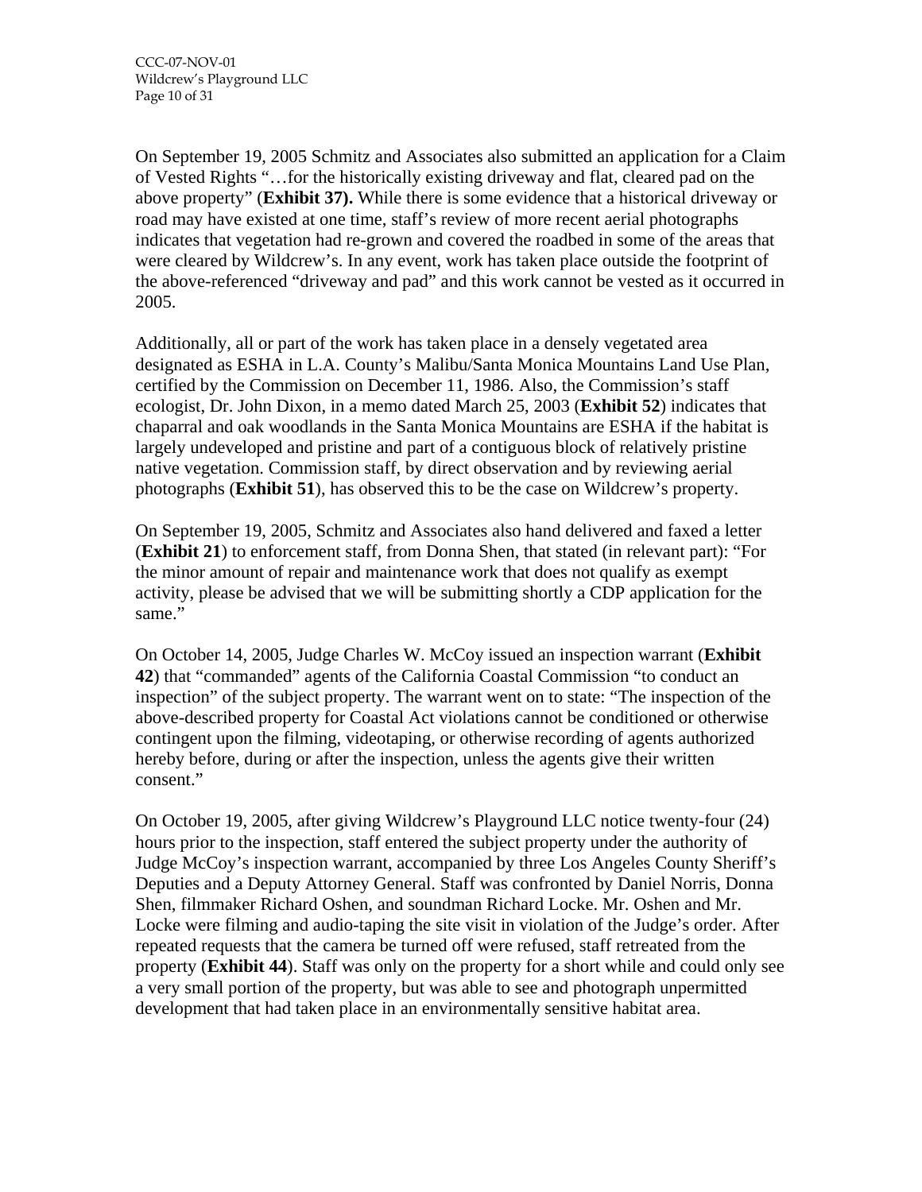On September 19, 2005 Schmitz and Associates also submitted an application for a Claim of Vested Rights "…for the historically existing driveway and flat, cleared pad on the above property" (**Exhibit 37).** While there is some evidence that a historical driveway or road may have existed at one time, staff's review of more recent aerial photographs indicates that vegetation had re-grown and covered the roadbed in some of the areas that were cleared by Wildcrew's. In any event, work has taken place outside the footprint of the above-referenced "driveway and pad" and this work cannot be vested as it occurred in 2005.

Additionally, all or part of the work has taken place in a densely vegetated area designated as ESHA in L.A. County's Malibu/Santa Monica Mountains Land Use Plan, certified by the Commission on December 11, 1986. Also, the Commission's staff ecologist, Dr. John Dixon, in a memo dated March 25, 2003 (**Exhibit 52**) indicates that chaparral and oak woodlands in the Santa Monica Mountains are ESHA if the habitat is largely undeveloped and pristine and part of a contiguous block of relatively pristine native vegetation. Commission staff, by direct observation and by reviewing aerial photographs (**Exhibit 51**), has observed this to be the case on Wildcrew's property.

On September 19, 2005, Schmitz and Associates also hand delivered and faxed a letter (**Exhibit 21**) to enforcement staff, from Donna Shen, that stated (in relevant part): "For the minor amount of repair and maintenance work that does not qualify as exempt activity, please be advised that we will be submitting shortly a CDP application for the same."

On October 14, 2005, Judge Charles W. McCoy issued an inspection warrant (**Exhibit 42**) that "commanded" agents of the California Coastal Commission "to conduct an inspection" of the subject property. The warrant went on to state: "The inspection of the above-described property for Coastal Act violations cannot be conditioned or otherwise contingent upon the filming, videotaping, or otherwise recording of agents authorized hereby before, during or after the inspection, unless the agents give their written consent."

On October 19, 2005, after giving Wildcrew's Playground LLC notice twenty-four (24) hours prior to the inspection, staff entered the subject property under the authority of Judge McCoy's inspection warrant, accompanied by three Los Angeles County Sheriff's Deputies and a Deputy Attorney General. Staff was confronted by Daniel Norris, Donna Shen, filmmaker Richard Oshen, and soundman Richard Locke. Mr. Oshen and Mr. Locke were filming and audio-taping the site visit in violation of the Judge's order. After repeated requests that the camera be turned off were refused, staff retreated from the property (**Exhibit 44**). Staff was only on the property for a short while and could only see a very small portion of the property, but was able to see and photograph unpermitted development that had taken place in an environmentally sensitive habitat area.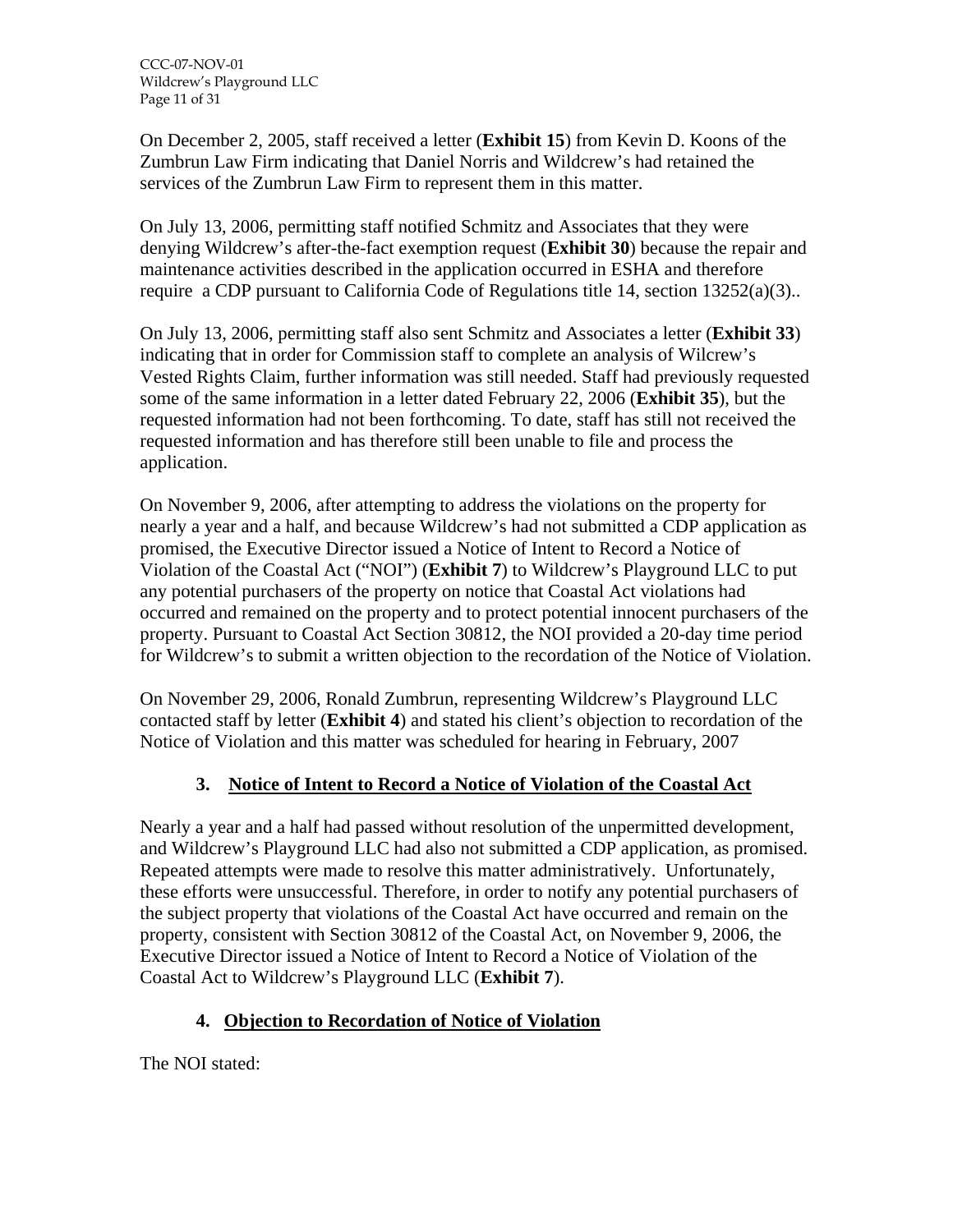On December 2, 2005, staff received a letter (**Exhibit 15**) from Kevin D. Koons of the Zumbrun Law Firm indicating that Daniel Norris and Wildcrew's had retained the services of the Zumbrun Law Firm to represent them in this matter.

On July 13, 2006, permitting staff notified Schmitz and Associates that they were denying Wildcrew's after-the-fact exemption request (**Exhibit 30**) because the repair and maintenance activities described in the application occurred in ESHA and therefore require a CDP pursuant to California Code of Regulations title 14, section 13252(a)(3)..

On July 13, 2006, permitting staff also sent Schmitz and Associates a letter (**Exhibit 33**) indicating that in order for Commission staff to complete an analysis of Wilcrew's Vested Rights Claim, further information was still needed. Staff had previously requested some of the same information in a letter dated February 22, 2006 (**Exhibit 35**), but the requested information had not been forthcoming. To date, staff has still not received the requested information and has therefore still been unable to file and process the application.

On November 9, 2006, after attempting to address the violations on the property for nearly a year and a half, and because Wildcrew's had not submitted a CDP application as promised, the Executive Director issued a Notice of Intent to Record a Notice of Violation of the Coastal Act ("NOI") (**Exhibit 7**) to Wildcrew's Playground LLC to put any potential purchasers of the property on notice that Coastal Act violations had occurred and remained on the property and to protect potential innocent purchasers of the property. Pursuant to Coastal Act Section 30812, the NOI provided a 20-day time period for Wildcrew's to submit a written objection to the recordation of the Notice of Violation.

On November 29, 2006, Ronald Zumbrun, representing Wildcrew's Playground LLC contacted staff by letter (**Exhibit 4**) and stated his client's objection to recordation of the Notice of Violation and this matter was scheduled for hearing in February, 2007

### 3. Notice of Intent to Record a Notice of Violation of the Coastal Act

Nearly a year and a half had passed without resolution of the unpermitted development, and Wildcrew's Playground LLC had also not submitted a CDP application, as promised. Repeated attempts were made to resolve this matter administratively. Unfortunately, these efforts were unsuccessful. Therefore, in order to notify any potential purchasers of the subject property that violations of the Coastal Act have occurred and remain on the property, consistent with Section 30812 of the Coastal Act, on November 9, 2006, the Executive Director issued a Notice of Intent to Record a Notice of Violation of the Coastal Act to Wildcrew's Playground LLC (**Exhibit 7**).

### 4. Objection to Recordation of Notice of Violation

The NOI stated: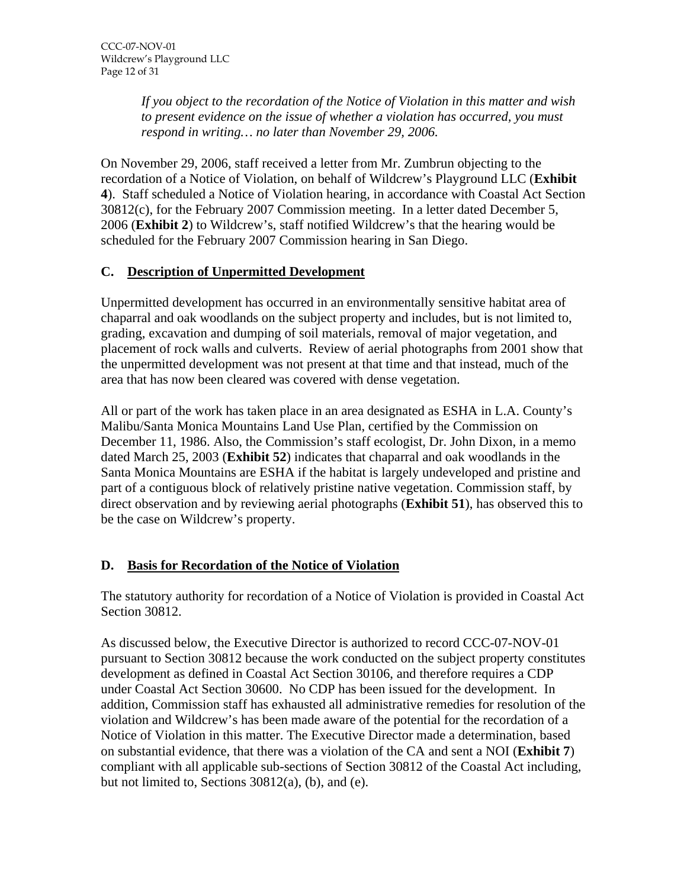> *If you object to the recordation of the Notice of Violation in this matter and wish to present evidence on the issue of whether a violation has occurred, you must respond in writing… no later than November 29, 2006.*

On November 29, 2006, staff received a letter from Mr. Zumbrun objecting to the recordation of a Notice of Violation, on behalf of Wildcrew's Playground LLC (**Exhibit 4**). Staff scheduled a Notice of Violation hearing, in accordance with Coastal Act Section 30812(c), for the February 2007 Commission meeting. In a letter dated December 5, 2006 (**Exhibit 2**) to Wildcrew's, staff notified Wildcrew's that the hearing would be scheduled for the February 2007 Commission hearing in San Diego.

## C. <u>Description of Unpermitted Development</u>

Unpermitted development has occurred in an environmentally sensitive habitat area of chaparral and oak woodlands on the subject property and includes, but is not limited to, grading, excavation and dumping of soil materials, removal of major vegetation, and placement of rock walls and culverts. Review of aerial photographs from 2001 show that the unpermitted development was not present at that time and that instead, much of the area that has now been cleared was covered with dense vegetation.

All or part of the work has taken place in an area designated as ESHA in L.A. County's Malibu/Santa Monica Mountains Land Use Plan, certified by the Commission on December 11, 1986. Also, the Commission's staff ecologist, Dr. John Dixon, in a memo dated March 25, 2003 (**Exhibit 52**) indicates that chaparral and oak woodlands in the Santa Monica Mountains are ESHA if the habitat is largely undeveloped and pristine and part of a contiguous block of relatively pristine native vegetation. Commission staff, by direct observation and by reviewing aerial photographs (**Exhibit 51**), has observed this to be the case on Wildcrew's property.

## D. <u>Basis for Recordation of the Notice of Violation</u>

The statutory authority for recordation of a Notice of Violation is provided in Coastal Act Section 30812.

As discussed below, the Executive Director is authorized to record CCC-07-NOV-01 pursuant to Section 30812 because the work conducted on the subject property constitutes development as defined in Coastal Act Section 30106, and therefore requires a CDP under Coastal Act Section 30600. No CDP has been issued for the development. In addition, Commission staff has exhausted all administrative remedies for resolution of the violation and Wildcrew's has been made aware of the potential for the recordation of a Notice of Violation in this matter. The Executive Director made a determination, based on substantial evidence, that there was a violation of the CA and sent a NOI (**Exhibit 7**) compliant with all applicable sub-sections of Section 30812 of the Coastal Act including, but not limited to, Sections 30812(a), (b), and (e).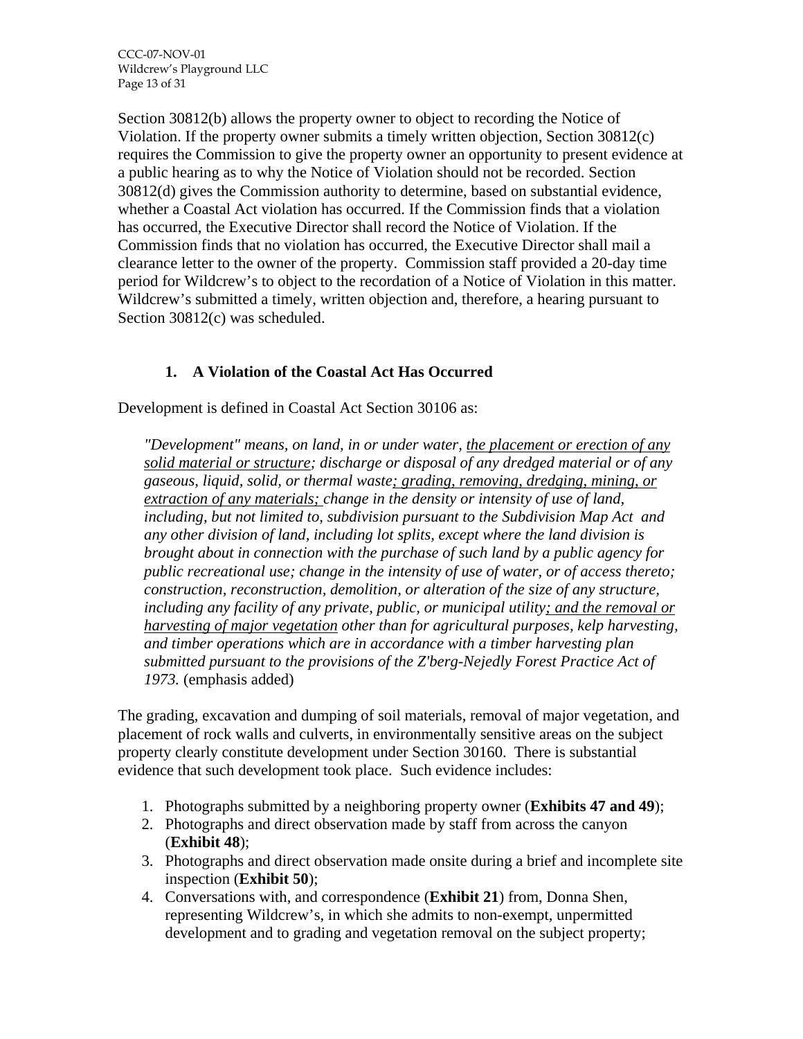Section 30812(b) allows the property owner to object to recording the Notice of Violation. If the property owner submits a timely written objection, Section 30812(c) requires the Commission to give the property owner an opportunity to present evidence at a public hearing as to why the Notice of Violation should not be recorded. Section 30812(d) gives the Commission authority to determine, based on substantial evidence, whether a Coastal Act violation has occurred. If the Commission finds that a violation has occurred, the Executive Director shall record the Notice of Violation. If the Commission finds that no violation has occurred, the Executive Director shall mail a clearance letter to the owner of the property. Commission staff provided a 20-day time period for Wildcrew's to object to the recordation of a Notice of Violation in this matter. Wildcrew's submitted a timely, written objection and, therefore, a hearing pursuant to Section 30812(c) was scheduled.

### 1. A Violation of the Coastal Act Has Occurred

Development is defined in Coastal Act Section 30106 as:

> *"Development" means, on land, in or under water, <u>the placement or erection of any solid material or structure</u>; discharge or disposal of any dredged material or of any gaseous, liquid, solid, or thermal waste<u>; grading, removing, dredging, mining, or extraction of any materials;</u> change in the density or intensity of use of land, including, but not limited to, subdivision pursuant to the Subdivision Map Act and any other division of land, including lot splits, except where the land division is brought about in connection with the purchase of such land by a public agency for public recreational use; change in the intensity of use of water, or of access thereto; construction, reconstruction, demolition, or alteration of the size of any structure, including any facility of any private, public, or municipal utility<u>; and the removal or harvesting of major vegetation</u> other than for agricultural purposes, kelp harvesting, and timber operations which are in accordance with a timber harvesting plan submitted pursuant to the provisions of the Z'berg-Nejedly Forest Practice Act of 1973.* (emphasis added)

The grading, excavation and dumping of soil materials, removal of major vegetation, and placement of rock walls and culverts, in environmentally sensitive areas on the subject property clearly constitute development under Section 30160. There is substantial evidence that such development took place. Such evidence includes:

1. Photographs submitted by a neighboring property owner (**Exhibits 47 and 49**);
2. Photographs and direct observation made by staff from across the canyon (**Exhibit 48**);
3. Photographs and direct observation made onsite during a brief and incomplete site inspection (**Exhibit 50**);
4. Conversations with, and correspondence (**Exhibit 21**) from, Donna Shen, representing Wildcrew's, in which she admits to non-exempt, unpermitted development and to grading and vegetation removal on the subject property;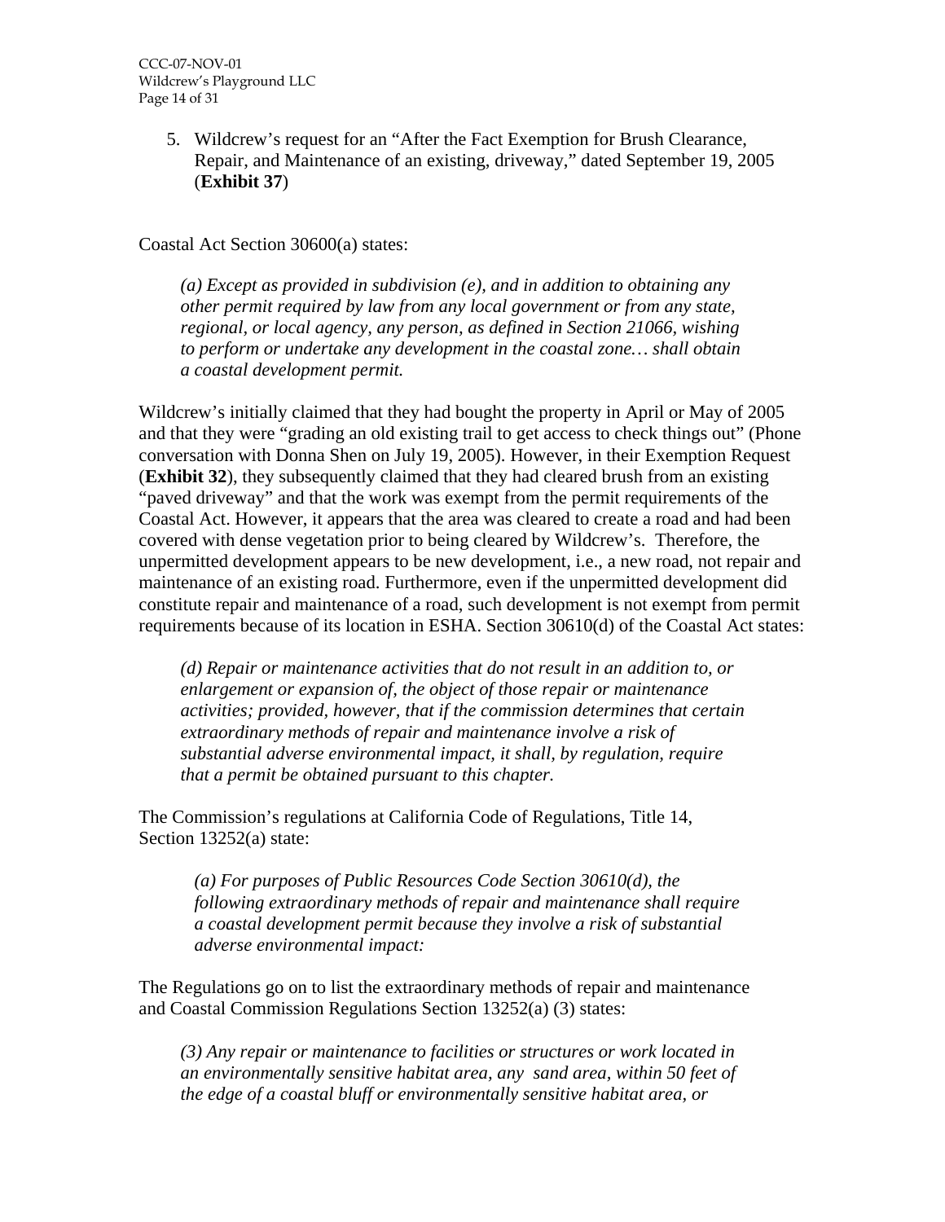5. Wildcrew's request for an "After the Fact Exemption for Brush Clearance, Repair, and Maintenance of an existing, driveway," dated September 19, 2005 (**Exhibit 37**)

Coastal Act Section 30600(a) states:

> *(a) Except as provided in subdivision (e), and in addition to obtaining any other permit required by law from any local government or from any state, regional, or local agency, any person, as defined in Section 21066, wishing to perform or undertake any development in the coastal zone… shall obtain a coastal development permit.*

Wildcrew's initially claimed that they had bought the property in April or May of 2005 and that they were "grading an old existing trail to get access to check things out" (Phone conversation with Donna Shen on July 19, 2005). However, in their Exemption Request (**Exhibit 32**), they subsequently claimed that they had cleared brush from an existing "paved driveway" and that the work was exempt from the permit requirements of the Coastal Act. However, it appears that the area was cleared to create a road and had been covered with dense vegetation prior to being cleared by Wildcrew's. Therefore, the unpermitted development appears to be new development, i.e., a new road, not repair and maintenance of an existing road. Furthermore, even if the unpermitted development did constitute repair and maintenance of a road, such development is not exempt from permit requirements because of its location in ESHA. Section 30610(d) of the Coastal Act states:

> *(d) Repair or maintenance activities that do not result in an addition to, or enlargement or expansion of, the object of those repair or maintenance activities; provided, however, that if the commission determines that certain extraordinary methods of repair and maintenance involve a risk of substantial adverse environmental impact, it shall, by regulation, require that a permit be obtained pursuant to this chapter.*

The Commission's regulations at California Code of Regulations, Title 14, Section 13252(a) state:

> *(a) For purposes of Public Resources Code Section 30610(d), the following extraordinary methods of repair and maintenance shall require a coastal development permit because they involve a risk of substantial adverse environmental impact:*

The Regulations go on to list the extraordinary methods of repair and maintenance and Coastal Commission Regulations Section 13252(a) (3) states:

> *(3) Any repair or maintenance to facilities or structures or work located in an environmentally sensitive habitat area, any sand area, within 50 feet of the edge of a coastal bluff or environmentally sensitive habitat area, or*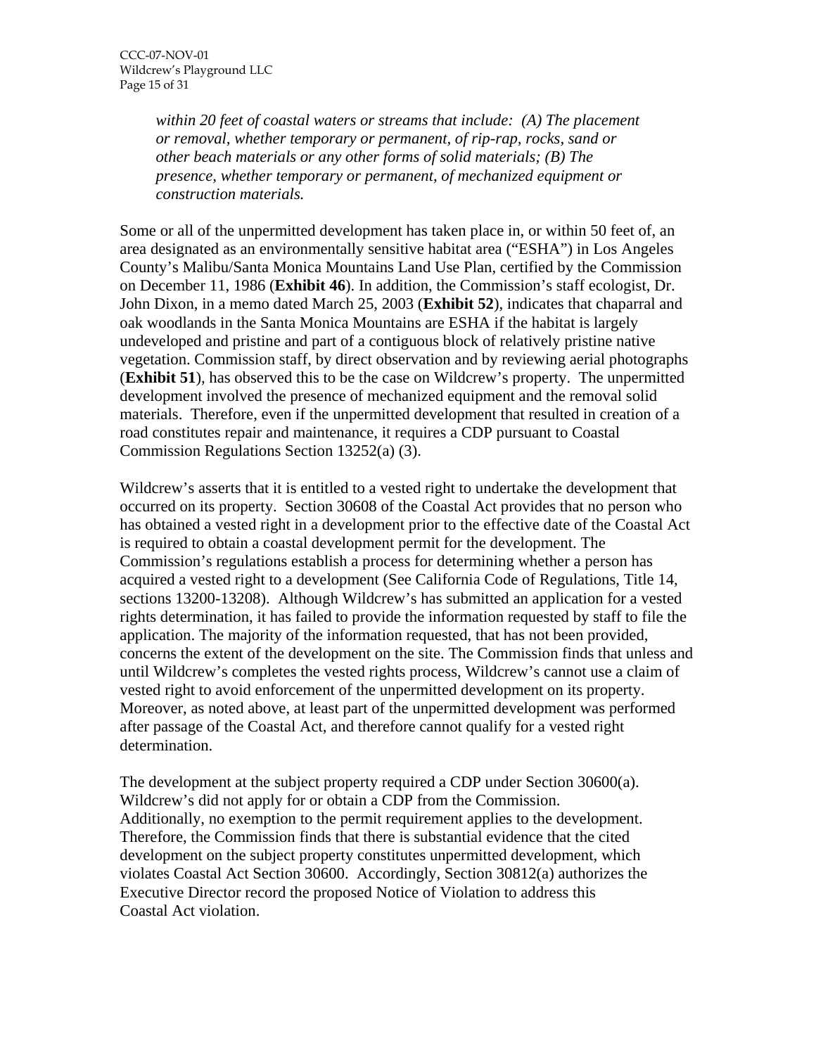*within 20 feet of coastal waters or streams that include: (A) The placement or removal, whether temporary or permanent, of rip-rap, rocks, sand or other beach materials or any other forms of solid materials; (B) The presence, whether temporary or permanent, of mechanized equipment or construction materials.*

Some or all of the unpermitted development has taken place in, or within 50 feet of, an area designated as an environmentally sensitive habitat area ("ESHA") in Los Angeles County's Malibu/Santa Monica Mountains Land Use Plan, certified by the Commission on December 11, 1986 (**Exhibit 46**). In addition, the Commission's staff ecologist, Dr. John Dixon, in a memo dated March 25, 2003 (**Exhibit 52**), indicates that chaparral and oak woodlands in the Santa Monica Mountains are ESHA if the habitat is largely undeveloped and pristine and part of a contiguous block of relatively pristine native vegetation. Commission staff, by direct observation and by reviewing aerial photographs (**Exhibit 51**), has observed this to be the case on Wildcrew's property. The unpermitted development involved the presence of mechanized equipment and the removal solid materials. Therefore, even if the unpermitted development that resulted in creation of a road constitutes repair and maintenance, it requires a CDP pursuant to Coastal Commission Regulations Section 13252(a) (3).

Wildcrew's asserts that it is entitled to a vested right to undertake the development that occurred on its property. Section 30608 of the Coastal Act provides that no person who has obtained a vested right in a development prior to the effective date of the Coastal Act is required to obtain a coastal development permit for the development. The Commission's regulations establish a process for determining whether a person has acquired a vested right to a development (See California Code of Regulations, Title 14, sections 13200-13208). Although Wildcrew's has submitted an application for a vested rights determination, it has failed to provide the information requested by staff to file the application. The majority of the information requested, that has not been provided, concerns the extent of the development on the site. The Commission finds that unless and until Wildcrew's completes the vested rights process, Wildcrew's cannot use a claim of vested right to avoid enforcement of the unpermitted development on its property. Moreover, as noted above, at least part of the unpermitted development was performed after passage of the Coastal Act, and therefore cannot qualify for a vested right determination.

The development at the subject property required a CDP under Section 30600(a). Wildcrew's did not apply for or obtain a CDP from the Commission. Additionally, no exemption to the permit requirement applies to the development. Therefore, the Commission finds that there is substantial evidence that the cited development on the subject property constitutes unpermitted development, which violates Coastal Act Section 30600. Accordingly, Section 30812(a) authorizes the Executive Director record the proposed Notice of Violation to address this Coastal Act violation.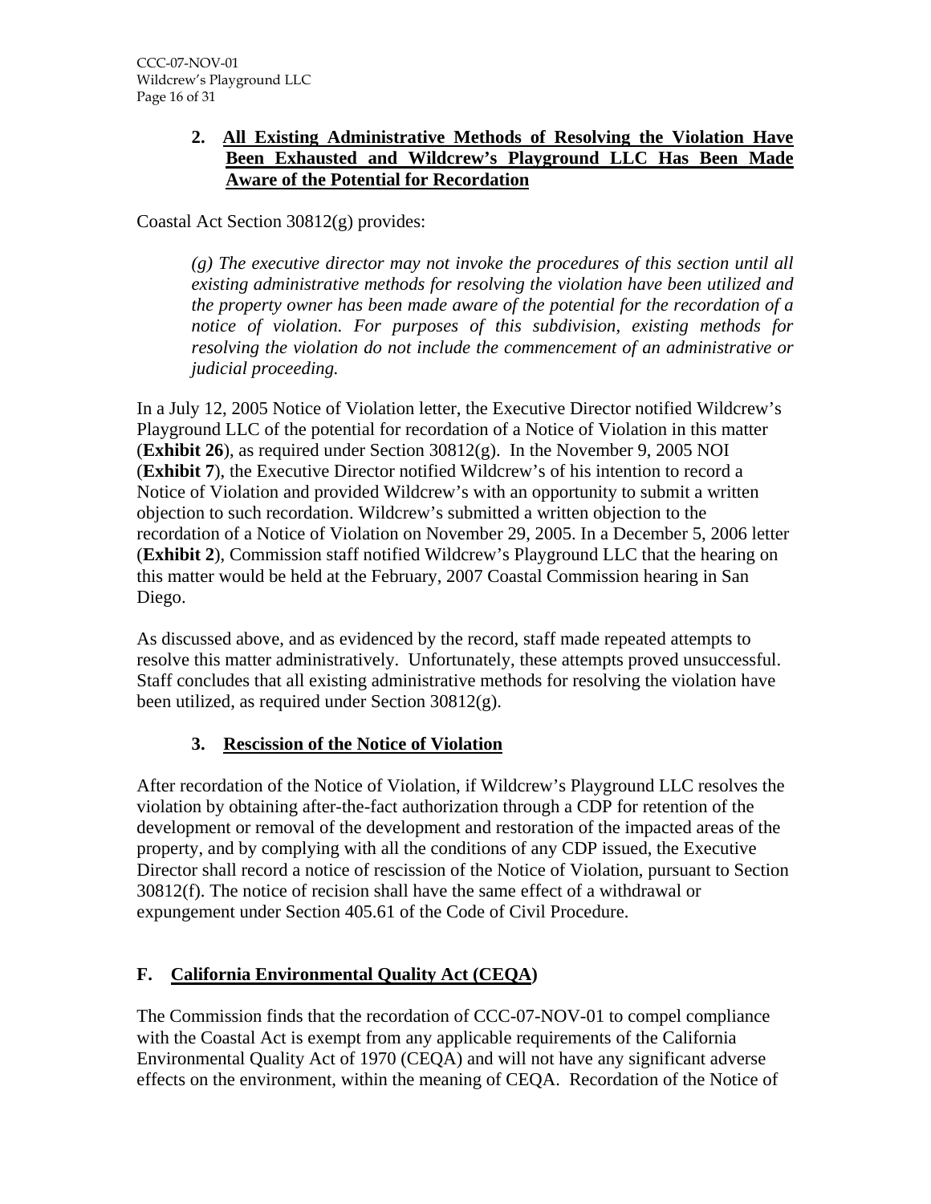### 2. All Existing Administrative Methods of Resolving the Violation Have Been Exhausted and Wildcrew's Playground LLC Has Been Made Aware of the Potential for Recordation

Coastal Act Section 30812(g) provides:

> *(g) The executive director may not invoke the procedures of this section until all existing administrative methods for resolving the violation have been utilized and the property owner has been made aware of the potential for the recordation of a notice of violation. For purposes of this subdivision, existing methods for resolving the violation do not include the commencement of an administrative or judicial proceeding.*

In a July 12, 2005 Notice of Violation letter, the Executive Director notified Wildcrew's Playground LLC of the potential for recordation of a Notice of Violation in this matter (**Exhibit 26**), as required under Section 30812(g). In the November 9, 2005 NOI (**Exhibit 7**), the Executive Director notified Wildcrew's of his intention to record a Notice of Violation and provided Wildcrew's with an opportunity to submit a written objection to such recordation. Wildcrew's submitted a written objection to the recordation of a Notice of Violation on November 29, 2005. In a December 5, 2006 letter (**Exhibit 2**), Commission staff notified Wildcrew's Playground LLC that the hearing on this matter would be held at the February, 2007 Coastal Commission hearing in San Diego.

As discussed above, and as evidenced by the record, staff made repeated attempts to resolve this matter administratively. Unfortunately, these attempts proved unsuccessful. Staff concludes that all existing administrative methods for resolving the violation have been utilized, as required under Section 30812(g).

### 3. Rescission of the Notice of Violation

After recordation of the Notice of Violation, if Wildcrew's Playground LLC resolves the violation by obtaining after-the-fact authorization through a CDP for retention of the development or removal of the development and restoration of the impacted areas of the property, and by complying with all the conditions of any CDP issued, the Executive Director shall record a notice of rescission of the Notice of Violation, pursuant to Section 30812(f). The notice of recision shall have the same effect of a withdrawal or expungement under Section 405.61 of the Code of Civil Procedure.

## F. California Environmental Quality Act (CEQA)

The Commission finds that the recordation of CCC-07-NOV-01 to compel compliance with the Coastal Act is exempt from any applicable requirements of the California Environmental Quality Act of 1970 (CEQA) and will not have any significant adverse effects on the environment, within the meaning of CEQA. Recordation of the Notice of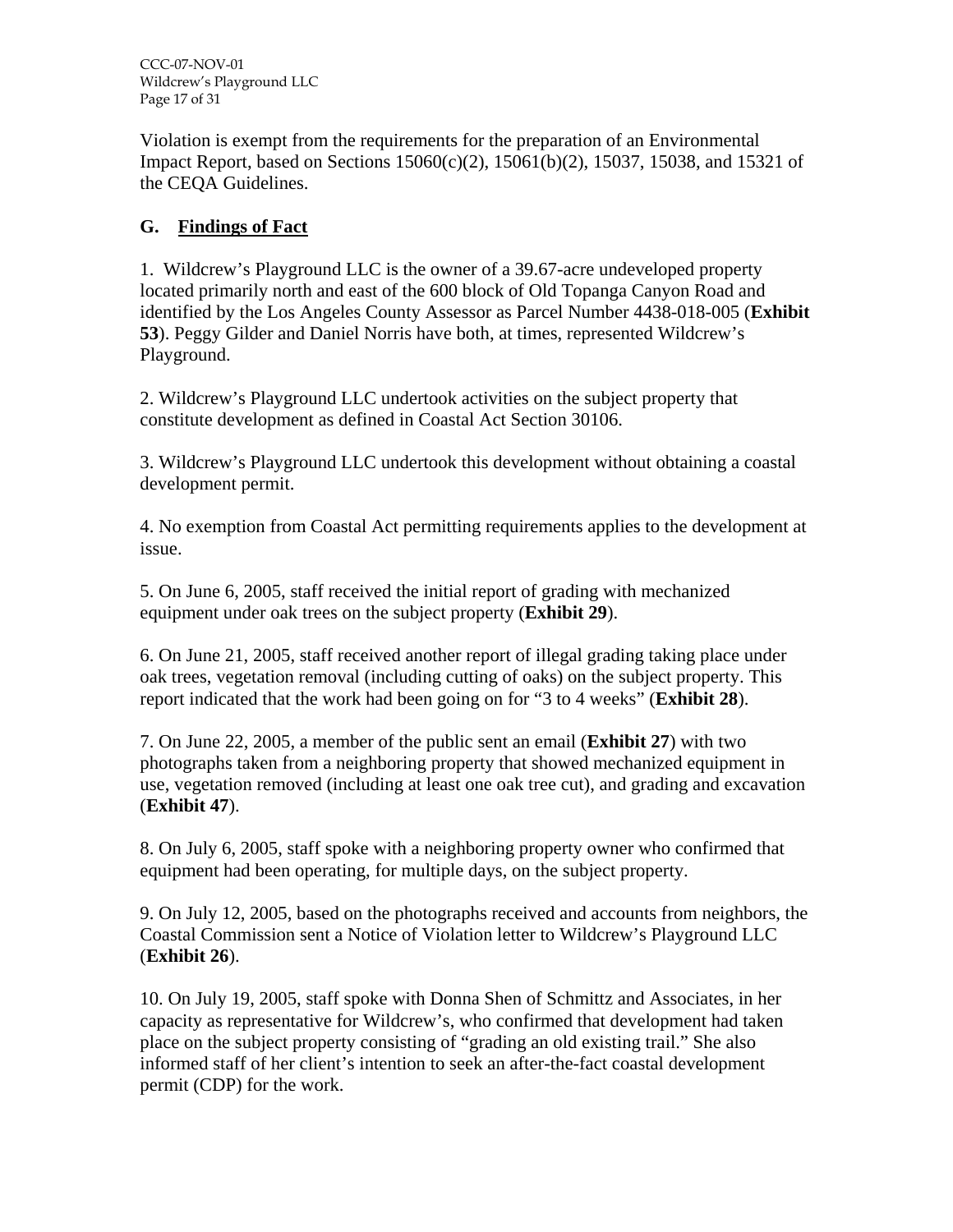Violation is exempt from the requirements for the preparation of an Environmental Impact Report, based on Sections 15060(c)(2), 15061(b)(2), 15037, 15038, and 15321 of the CEQA Guidelines.

## G. Findings of Fact

1. Wildcrew's Playground LLC is the owner of a 39.67-acre undeveloped property located primarily north and east of the 600 block of Old Topanga Canyon Road and identified by the Los Angeles County Assessor as Parcel Number 4438-018-005 (**Exhibit 53**). Peggy Gilder and Daniel Norris have both, at times, represented Wildcrew's Playground.

2. Wildcrew's Playground LLC undertook activities on the subject property that constitute development as defined in Coastal Act Section 30106.

3. Wildcrew's Playground LLC undertook this development without obtaining a coastal development permit.

4. No exemption from Coastal Act permitting requirements applies to the development at issue.

5. On June 6, 2005, staff received the initial report of grading with mechanized equipment under oak trees on the subject property (**Exhibit 29**).

6. On June 21, 2005, staff received another report of illegal grading taking place under oak trees, vegetation removal (including cutting of oaks) on the subject property. This report indicated that the work had been going on for "3 to 4 weeks" (**Exhibit 28**).

7. On June 22, 2005, a member of the public sent an email (**Exhibit 27**) with two photographs taken from a neighboring property that showed mechanized equipment in use, vegetation removed (including at least one oak tree cut), and grading and excavation (**Exhibit 47**).

8. On July 6, 2005, staff spoke with a neighboring property owner who confirmed that equipment had been operating, for multiple days, on the subject property.

9. On July 12, 2005, based on the photographs received and accounts from neighbors, the Coastal Commission sent a Notice of Violation letter to Wildcrew's Playground LLC (**Exhibit 26**).

10. On July 19, 2005, staff spoke with Donna Shen of Schmittz and Associates, in her capacity as representative for Wildcrew's, who confirmed that development had taken place on the subject property consisting of "grading an old existing trail." She also informed staff of her client's intention to seek an after-the-fact coastal development permit (CDP) for the work.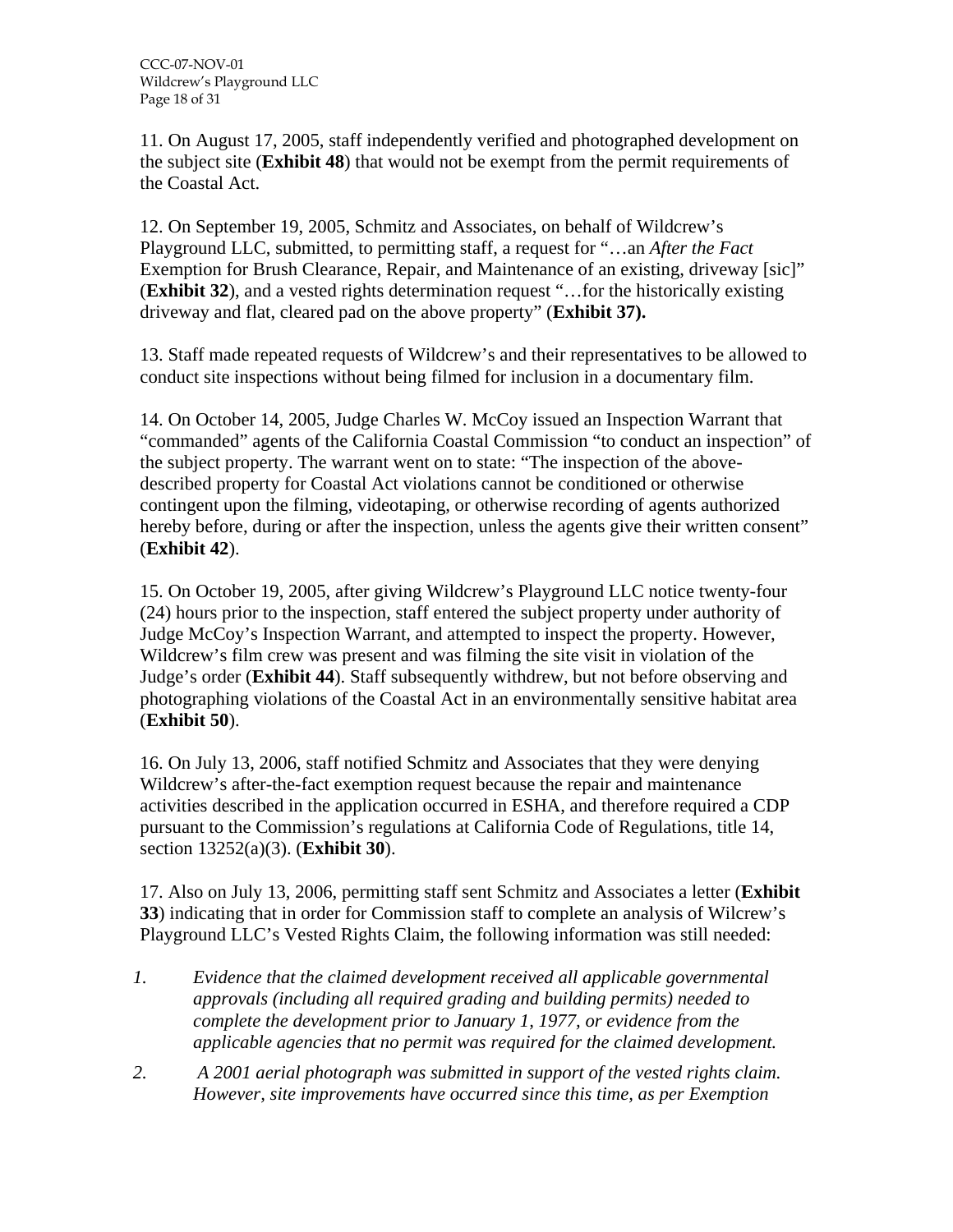11. On August 17, 2005, staff independently verified and photographed development on the subject site (**Exhibit 48**) that would not be exempt from the permit requirements of the Coastal Act.

12. On September 19, 2005, Schmitz and Associates, on behalf of Wildcrew's Playground LLC, submitted, to permitting staff, a request for "…an *After the Fact* Exemption for Brush Clearance, Repair, and Maintenance of an existing, driveway [sic]" (**Exhibit 32**), and a vested rights determination request "…for the historically existing driveway and flat, cleared pad on the above property" (**Exhibit 37).**

13. Staff made repeated requests of Wildcrew's and their representatives to be allowed to conduct site inspections without being filmed for inclusion in a documentary film.

14. On October 14, 2005, Judge Charles W. McCoy issued an Inspection Warrant that "commanded" agents of the California Coastal Commission "to conduct an inspection" of the subject property. The warrant went on to state: "The inspection of the above-described property for Coastal Act violations cannot be conditioned or otherwise contingent upon the filming, videotaping, or otherwise recording of agents authorized hereby before, during or after the inspection, unless the agents give their written consent" (**Exhibit 42**).

15. On October 19, 2005, after giving Wildcrew's Playground LLC notice twenty-four (24) hours prior to the inspection, staff entered the subject property under authority of Judge McCoy's Inspection Warrant, and attempted to inspect the property. However, Wildcrew's film crew was present and was filming the site visit in violation of the Judge's order (**Exhibit 44**). Staff subsequently withdrew, but not before observing and photographing violations of the Coastal Act in an environmentally sensitive habitat area (**Exhibit 50**).

16. On July 13, 2006, staff notified Schmitz and Associates that they were denying Wildcrew's after-the-fact exemption request because the repair and maintenance activities described in the application occurred in ESHA, and therefore required a CDP pursuant to the Commission's regulations at California Code of Regulations, title 14, section 13252(a)(3). (**Exhibit 30**).

17. Also on July 13, 2006, permitting staff sent Schmitz and Associates a letter (**Exhibit 33**) indicating that in order for Commission staff to complete an analysis of Wilcrew's Playground LLC's Vested Rights Claim, the following information was still needed:

1. *Evidence that the claimed development received all applicable governmental approvals (including all required grading and building permits) needed to complete the development prior to January 1, 1977, or evidence from the applicable agencies that no permit was required for the claimed development.*
2. *A 2001 aerial photograph was submitted in support of the vested rights claim. However, site improvements have occurred since this time, as per Exemption*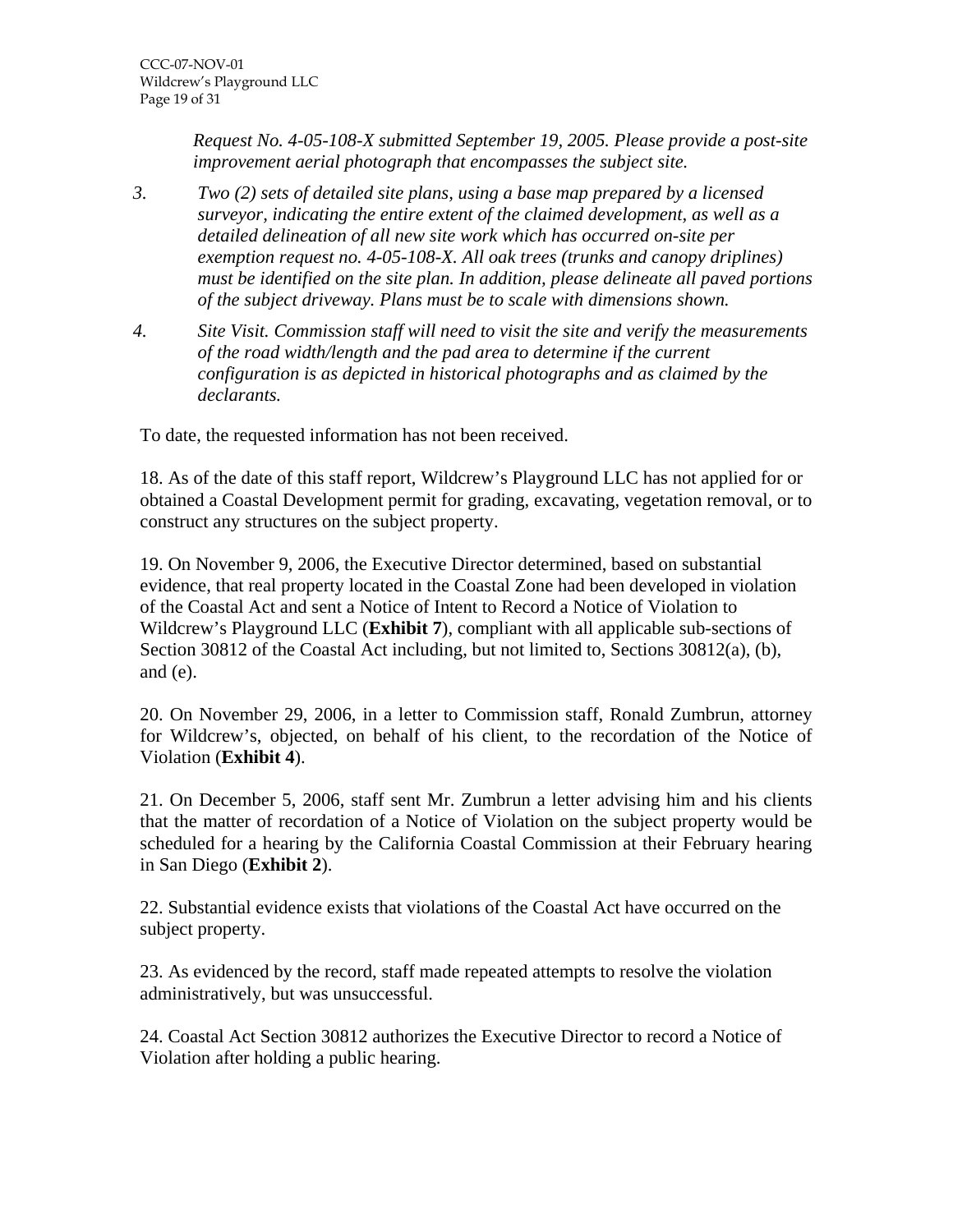*Request No. 4-05-108-X submitted September 19, 2005. Please provide a post-site improvement aerial photograph that encompasses the subject site.*

3. *Two (2) sets of detailed site plans, using a base map prepared by a licensed surveyor, indicating the entire extent of the claimed development, as well as a detailed delineation of all new site work which has occurred on-site per exemption request no. 4-05-108-X. All oak trees (trunks and canopy driplines) must be identified on the site plan. In addition, please delineate all paved portions of the subject driveway. Plans must be to scale with dimensions shown.*

4. *Site Visit. Commission staff will need to visit the site and verify the measurements of the road width/length and the pad area to determine if the current configuration is as depicted in historical photographs and as claimed by the declarants.*

To date, the requested information has not been received.

18. As of the date of this staff report, Wildcrew's Playground LLC has not applied for or obtained a Coastal Development permit for grading, excavating, vegetation removal, or to construct any structures on the subject property.

19. On November 9, 2006, the Executive Director determined, based on substantial evidence, that real property located in the Coastal Zone had been developed in violation of the Coastal Act and sent a Notice of Intent to Record a Notice of Violation to Wildcrew's Playground LLC (**Exhibit 7**), compliant with all applicable sub-sections of Section 30812 of the Coastal Act including, but not limited to, Sections 30812(a), (b), and (e).

20. On November 29, 2006, in a letter to Commission staff, Ronald Zumbrun, attorney for Wildcrew's, objected, on behalf of his client, to the recordation of the Notice of Violation (**Exhibit 4**).

21. On December 5, 2006, staff sent Mr. Zumbrun a letter advising him and his clients that the matter of recordation of a Notice of Violation on the subject property would be scheduled for a hearing by the California Coastal Commission at their February hearing in San Diego (**Exhibit 2**).

22. Substantial evidence exists that violations of the Coastal Act have occurred on the subject property.

23. As evidenced by the record, staff made repeated attempts to resolve the violation administratively, but was unsuccessful.

24. Coastal Act Section 30812 authorizes the Executive Director to record a Notice of Violation after holding a public hearing.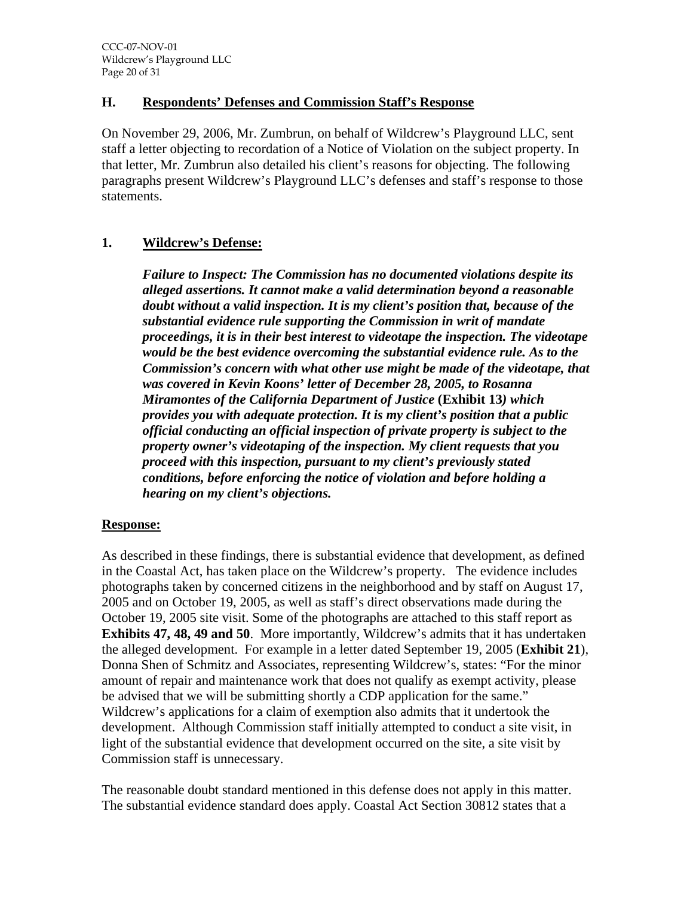## H. Respondents' Defenses and Commission Staff's Response

On November 29, 2006, Mr. Zumbrun, on behalf of Wildcrew's Playground LLC, sent staff a letter objecting to recordation of a Notice of Violation on the subject property. In that letter, Mr. Zumbrun also detailed his client's reasons for objecting. The following paragraphs present Wildcrew's Playground LLC's defenses and staff's response to those statements.

### 1. Wildcrew's Defense:

> ***Failure to Inspect: The Commission has no documented violations despite its alleged assertions. It cannot make a valid determination beyond a reasonable doubt without a valid inspection. It is my client's position that, because of the substantial evidence rule supporting the Commission in writ of mandate proceedings, it is in their best interest to videotape the inspection. The videotape would be the best evidence overcoming the substantial evidence rule. As to the Commission's concern with what other use might be made of the videotape, that was covered in Kevin Koons' letter of December 28, 2005, to Rosanna Miramontes of the California Department of Justice* (Exhibit 13*) which provides you with adequate protection. It is my client's position that a public official conducting an official inspection of private property is subject to the property owner's videotaping of the inspection. My client requests that you proceed with this inspection, pursuant to my client's previously stated conditions, before enforcing the notice of violation and before holding a hearing on my client's objections.***

**Response:**

As described in these findings, there is substantial evidence that development, as defined in the Coastal Act, has taken place on the Wildcrew's property. The evidence includes photographs taken by concerned citizens in the neighborhood and by staff on August 17, 2005 and on October 19, 2005, as well as staff's direct observations made during the October 19, 2005 site visit. Some of the photographs are attached to this staff report as **Exhibits 47, 48, 49 and 50**. More importantly, Wildcrew's admits that it has undertaken the alleged development. For example in a letter dated September 19, 2005 (**Exhibit 21**), Donna Shen of Schmitz and Associates, representing Wildcrew's, states: "For the minor amount of repair and maintenance work that does not qualify as exempt activity, please be advised that we will be submitting shortly a CDP application for the same." Wildcrew's applications for a claim of exemption also admits that it undertook the development. Although Commission staff initially attempted to conduct a site visit, in light of the substantial evidence that development occurred on the site, a site visit by Commission staff is unnecessary.

The reasonable doubt standard mentioned in this defense does not apply in this matter. The substantial evidence standard does apply. Coastal Act Section 30812 states that a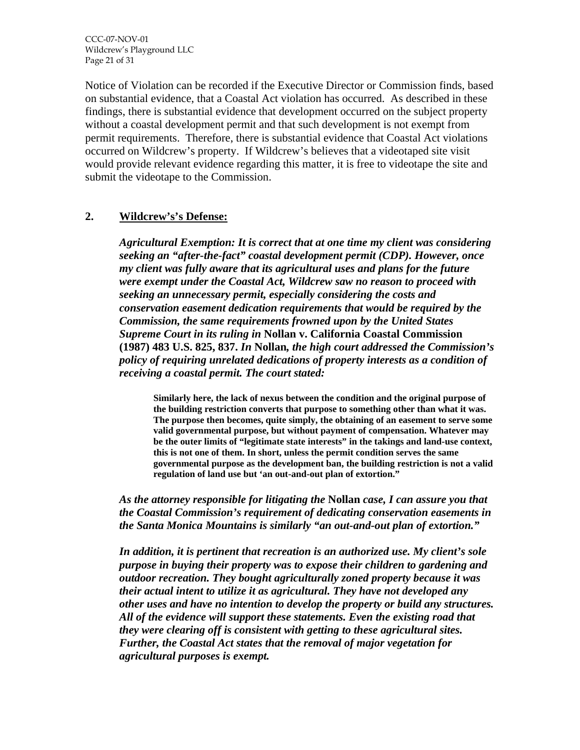Notice of Violation can be recorded if the Executive Director or Commission finds, based on substantial evidence, that a Coastal Act violation has occurred. As described in these findings, there is substantial evidence that development occurred on the subject property without a coastal development permit and that such development is not exempt from permit requirements. Therefore, there is substantial evidence that Coastal Act violations occurred on Wildcrew's property. If Wildcrew's believes that a videotaped site visit would provide relevant evidence regarding this matter, it is free to videotape the site and submit the videotape to the Commission.

## 2. <u>Wildcrew's's Defense:</u>

***Agricultural Exemption: It is correct that at one time my client was considering seeking an "after-the-fact" coastal development permit (CDP). However, once my client was fully aware that its agricultural uses and plans for the future were exempt under the Coastal Act, Wildcrew saw no reason to proceed with seeking an unnecessary permit, especially considering the costs and conservation easement dedication requirements that would be required by the Commission, the same requirements frowned upon by the United States Supreme Court in its ruling in*** **Nollan v. California Coastal Commission (1987) 483 U.S. 825, 837.** ***In*** **Nollan*****, the high court addressed the Commission's policy of requiring unrelated dedications of property interests as a condition of receiving a coastal permit. The court stated:***

> **Similarly here, the lack of nexus between the condition and the original purpose of the building restriction converts that purpose to something other than what it was. The purpose then becomes, quite simply, the obtaining of an easement to serve some valid governmental purpose, but without payment of compensation. Whatever may be the outer limits of "legitimate state interests" in the takings and land-use context, this is not one of them. In short, unless the permit condition serves the same governmental purpose as the development ban, the building restriction is not a valid regulation of land use but 'an out-and-out plan of extortion."**

***As the attorney responsible for litigating the*** **Nollan** ***case, I can assure you that the Coastal Commission's requirement of dedicating conservation easements in the Santa Monica Mountains is similarly "an out-and-out plan of extortion."***

***In addition, it is pertinent that recreation is an authorized use. My client's sole purpose in buying their property was to expose their children to gardening and outdoor recreation. They bought agriculturally zoned property because it was their actual intent to utilize it as agricultural. They have not developed any other uses and have no intention to develop the property or build any structures. All of the evidence will support these statements. Even the existing road that they were clearing off is consistent with getting to these agricultural sites. Further, the Coastal Act states that the removal of major vegetation for agricultural purposes is exempt.***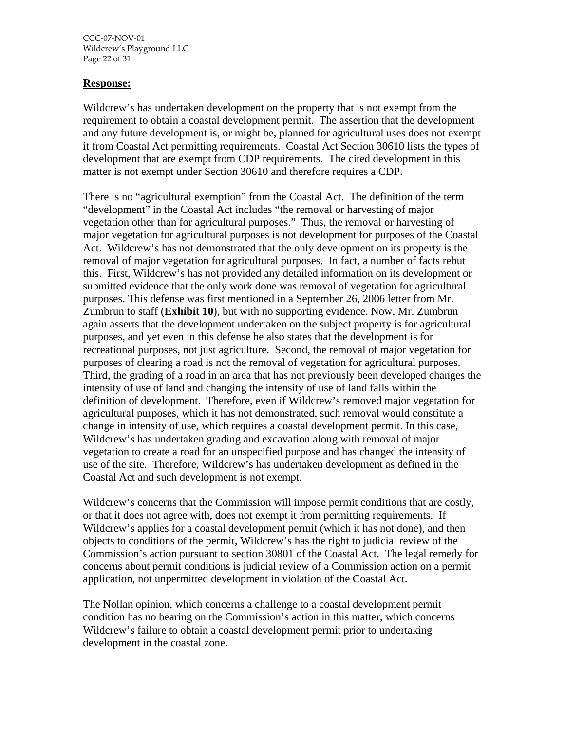**Response:**

Wildcrew's has undertaken development on the property that is not exempt from the requirement to obtain a coastal development permit. The assertion that the development and any future development is, or might be, planned for agricultural uses does not exempt it from Coastal Act permitting requirements. Coastal Act Section 30610 lists the types of development that are exempt from CDP requirements. The cited development in this matter is not exempt under Section 30610 and therefore requires a CDP.

There is no "agricultural exemption" from the Coastal Act. The definition of the term "development" in the Coastal Act includes "the removal or harvesting of major vegetation other than for agricultural purposes." Thus, the removal or harvesting of major vegetation for agricultural purposes is not development for purposes of the Coastal Act. Wildcrew's has not demonstrated that the only development on its property is the removal of major vegetation for agricultural purposes. In fact, a number of facts rebut this. First, Wildcrew's has not provided any detailed information on its development or submitted evidence that the only work done was removal of vegetation for agricultural purposes. This defense was first mentioned in a September 26, 2006 letter from Mr. Zumbrun to staff (**Exhibit 10**), but with no supporting evidence. Now, Mr. Zumbrun again asserts that the development undertaken on the subject property is for agricultural purposes, and yet even in this defense he also states that the development is for recreational purposes, not just agriculture. Second, the removal of major vegetation for purposes of clearing a road is not the removal of vegetation for agricultural purposes. Third, the grading of a road in an area that has not previously been developed changes the intensity of use of land and changing the intensity of use of land falls within the definition of development. Therefore, even if Wildcrew's removed major vegetation for agricultural purposes, which it has not demonstrated, such removal would constitute a change in intensity of use, which requires a coastal development permit. In this case, Wildcrew's has undertaken grading and excavation along with removal of major vegetation to create a road for an unspecified purpose and has changed the intensity of use of the site. Therefore, Wildcrew's has undertaken development as defined in the Coastal Act and such development is not exempt.

Wildcrew's concerns that the Commission will impose permit conditions that are costly, or that it does not agree with, does not exempt it from permitting requirements. If Wildcrew's applies for a coastal development permit (which it has not done), and then objects to conditions of the permit, Wildcrew's has the right to judicial review of the Commission's action pursuant to section 30801 of the Coastal Act. The legal remedy for concerns about permit conditions is judicial review of a Commission action on a permit application, not unpermitted development in violation of the Coastal Act.

The Nollan opinion, which concerns a challenge to a coastal development permit condition has no bearing on the Commission's action in this matter, which concerns Wildcrew's failure to obtain a coastal development permit prior to undertaking development in the coastal zone.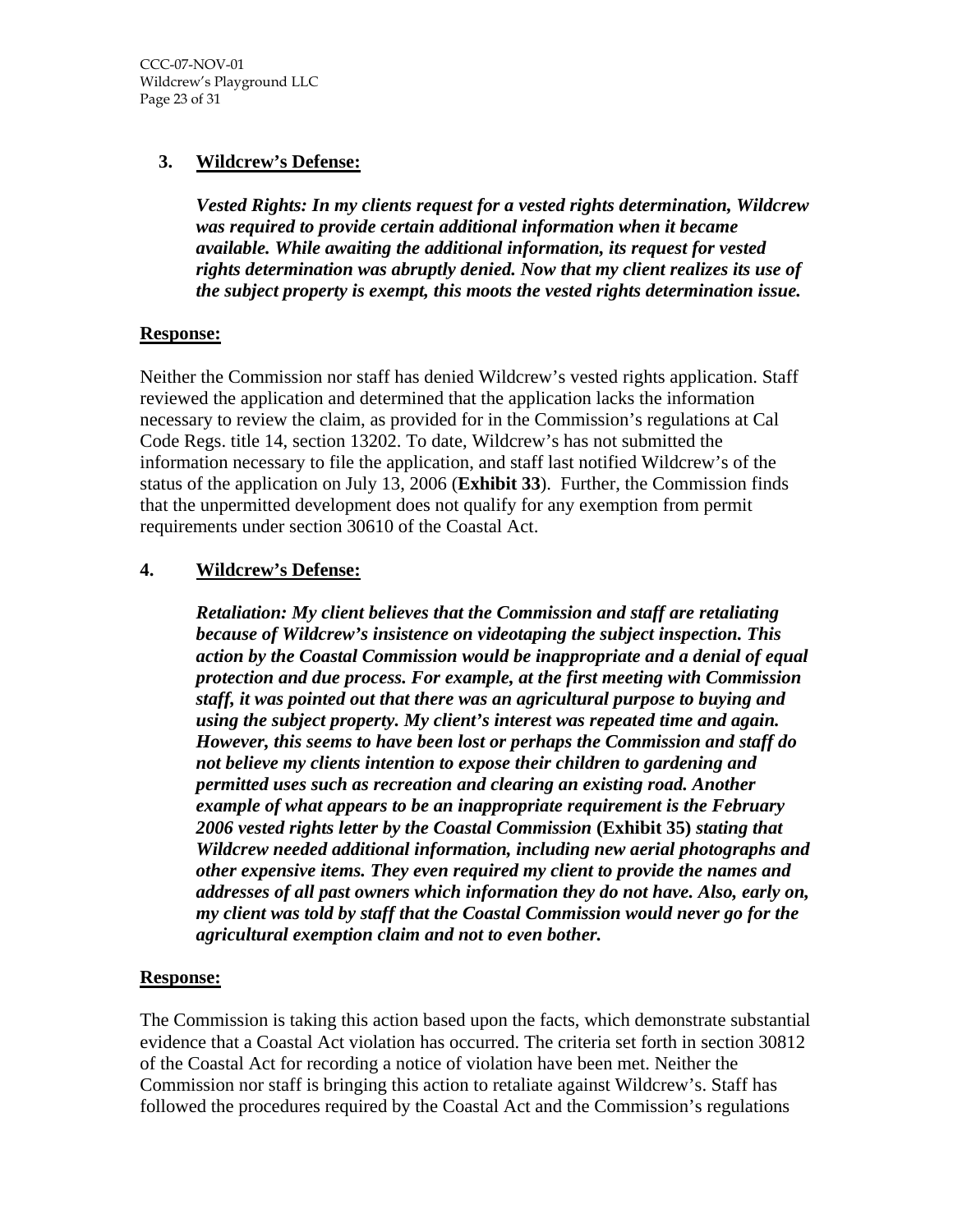**3. Wildcrew's Defense:**

***Vested Rights: In my clients request for a vested rights determination, Wildcrew was required to provide certain additional information when it became available. While awaiting the additional information, its request for vested rights determination was abruptly denied. Now that my client realizes its use of the subject property is exempt, this moots the vested rights determination issue.***

**Response:**

Neither the Commission nor staff has denied Wildcrew's vested rights application. Staff reviewed the application and determined that the application lacks the information necessary to review the claim, as provided for in the Commission's regulations at Cal Code Regs. title 14, section 13202. To date, Wildcrew's has not submitted the information necessary to file the application, and staff last notified Wildcrew's of the status of the application on July 13, 2006 (**Exhibit 33**). Further, the Commission finds that the unpermitted development does not qualify for any exemption from permit requirements under section 30610 of the Coastal Act.

**4. Wildcrew's Defense:**

***Retaliation: My client believes that the Commission and staff are retaliating because of Wildcrew's insistence on videotaping the subject inspection. This action by the Coastal Commission would be inappropriate and a denial of equal protection and due process. For example, at the first meeting with Commission staff, it was pointed out that there was an agricultural purpose to buying and using the subject property. My client's interest was repeated time and again. However, this seems to have been lost or perhaps the Commission and staff do not believe my clients intention to expose their children to gardening and permitted uses such as recreation and clearing an existing road. Another example of what appears to be an inappropriate requirement is the February 2006 vested rights letter by the Coastal Commission* (Exhibit 35) *stating that Wildcrew needed additional information, including new aerial photographs and other expensive items. They even required my client to provide the names and addresses of all past owners which information they do not have. Also, early on, my client was told by staff that the Coastal Commission would never go for the agricultural exemption claim and not to even bother.***

**Response:**

The Commission is taking this action based upon the facts, which demonstrate substantial evidence that a Coastal Act violation has occurred. The criteria set forth in section 30812 of the Coastal Act for recording a notice of violation have been met. Neither the Commission nor staff is bringing this action to retaliate against Wildcrew's. Staff has followed the procedures required by the Coastal Act and the Commission's regulations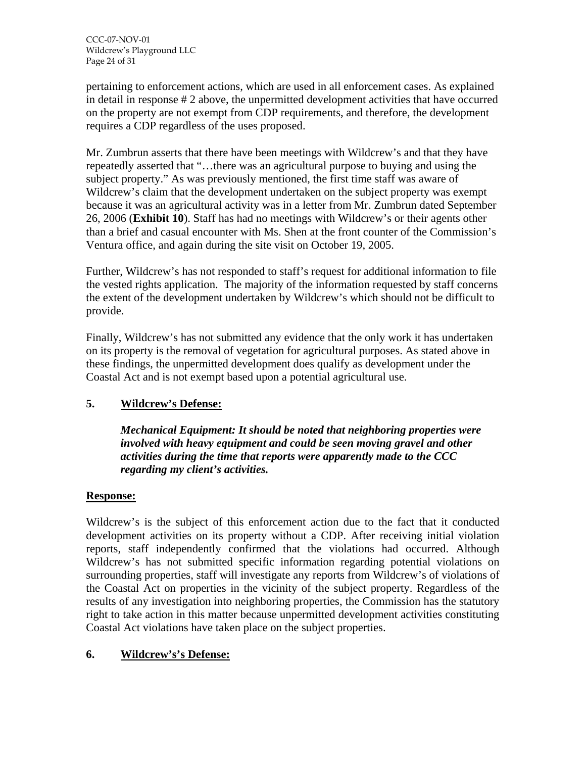pertaining to enforcement actions, which are used in all enforcement cases. As explained in detail in response # 2 above, the unpermitted development activities that have occurred on the property are not exempt from CDP requirements, and therefore, the development requires a CDP regardless of the uses proposed.

Mr. Zumbrun asserts that there have been meetings with Wildcrew's and that they have repeatedly asserted that "…there was an agricultural purpose to buying and using the subject property." As was previously mentioned, the first time staff was aware of Wildcrew's claim that the development undertaken on the subject property was exempt because it was an agricultural activity was in a letter from Mr. Zumbrun dated September 26, 2006 (**Exhibit 10**). Staff has had no meetings with Wildcrew's or their agents other than a brief and casual encounter with Ms. Shen at the front counter of the Commission's Ventura office, and again during the site visit on October 19, 2005.

Further, Wildcrew's has not responded to staff's request for additional information to file the vested rights application. The majority of the information requested by staff concerns the extent of the development undertaken by Wildcrew's which should not be difficult to provide.

Finally, Wildcrew's has not submitted any evidence that the only work it has undertaken on its property is the removal of vegetation for agricultural purposes. As stated above in these findings, the unpermitted development does qualify as development under the Coastal Act and is not exempt based upon a potential agricultural use.

**5. <u>Wildcrew's Defense:</u>**

> ***Mechanical Equipment: It should be noted that neighboring properties were involved with heavy equipment and could be seen moving gravel and other activities during the time that reports were apparently made to the CCC regarding my client's activities.***

**<u>Response:</u>**

Wildcrew's is the subject of this enforcement action due to the fact that it conducted development activities on its property without a CDP. After receiving initial violation reports, staff independently confirmed that the violations had occurred. Although Wildcrew's has not submitted specific information regarding potential violations on surrounding properties, staff will investigate any reports from Wildcrew's of violations of the Coastal Act on properties in the vicinity of the subject property. Regardless of the results of any investigation into neighboring properties, the Commission has the statutory right to take action in this matter because unpermitted development activities constituting Coastal Act violations have taken place on the subject properties.

**6. <u>Wildcrew's's Defense:</u>**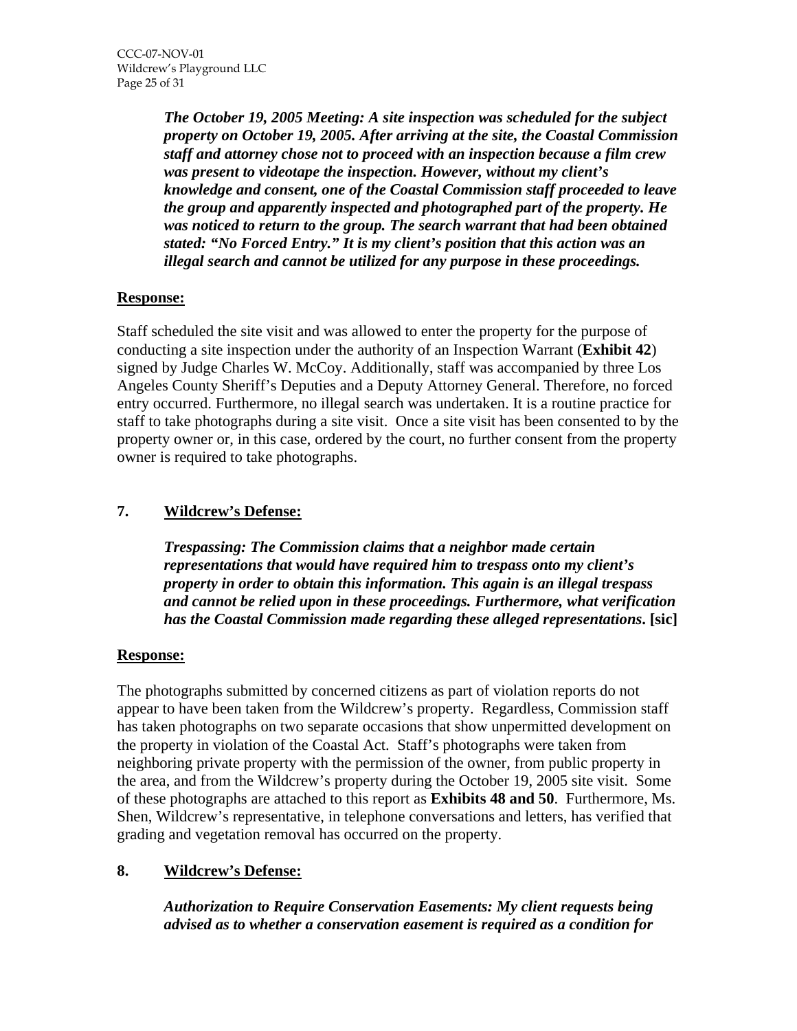> ***The October 19, 2005 Meeting: A site inspection was scheduled for the subject property on October 19, 2005. After arriving at the site, the Coastal Commission staff and attorney chose not to proceed with an inspection because a film crew was present to videotape the inspection. However, without my client's knowledge and consent, one of the Coastal Commission staff proceeded to leave the group and apparently inspected and photographed part of the property. He was noticed to return to the group. The search warrant that had been obtained stated: "No Forced Entry." It is my client's position that this action was an illegal search and cannot be utilized for any purpose in these proceedings.***

**Response:**

Staff scheduled the site visit and was allowed to enter the property for the purpose of conducting a site inspection under the authority of an Inspection Warrant (**Exhibit 42**) signed by Judge Charles W. McCoy. Additionally, staff was accompanied by three Los Angeles County Sheriff's Deputies and a Deputy Attorney General. Therefore, no forced entry occurred. Furthermore, no illegal search was undertaken. It is a routine practice for staff to take photographs during a site visit. Once a site visit has been consented to by the property owner or, in this case, ordered by the court, no further consent from the property owner is required to take photographs.

**7. Wildcrew's Defense:**

> ***Trespassing: The Commission claims that a neighbor made certain representations that would have required him to trespass onto my client's property in order to obtain this information. This again is an illegal trespass and cannot be relied upon in these proceedings. Furthermore, what verification has the Coastal Commission made regarding these alleged representations.* [sic]**

**Response:**

The photographs submitted by concerned citizens as part of violation reports do not appear to have been taken from the Wildcrew's property. Regardless, Commission staff has taken photographs on two separate occasions that show unpermitted development on the property in violation of the Coastal Act. Staff's photographs were taken from neighboring private property with the permission of the owner, from public property in the area, and from the Wildcrew's property during the October 19, 2005 site visit. Some of these photographs are attached to this report as **Exhibits 48 and 50**. Furthermore, Ms. Shen, Wildcrew's representative, in telephone conversations and letters, has verified that grading and vegetation removal has occurred on the property.

**8. Wildcrew's Defense:**

> ***Authorization to Require Conservation Easements: My client requests being advised as to whether a conservation easement is required as a condition for***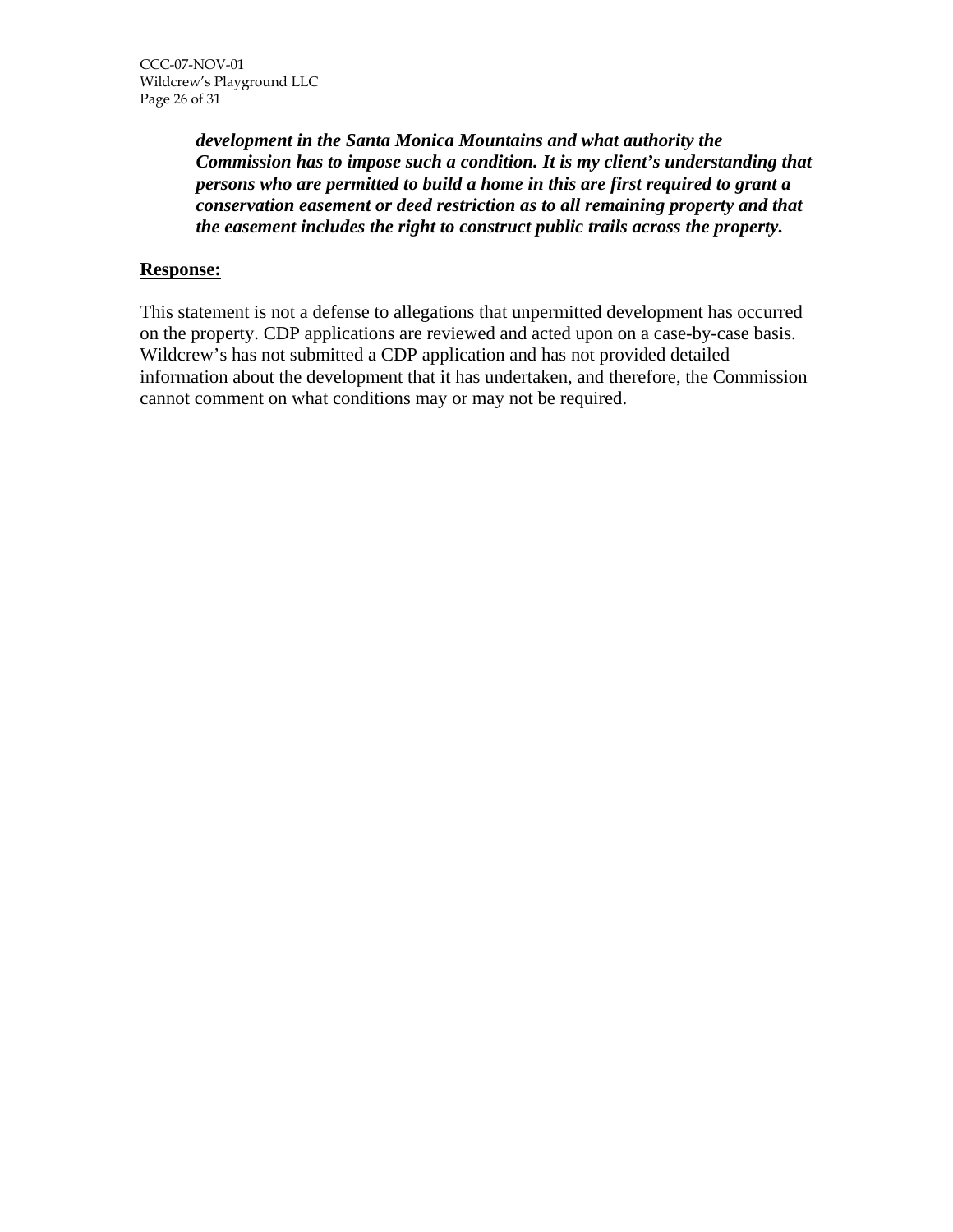***development in the Santa Monica Mountains and what authority the Commission has to impose such a condition. It is my client's understanding that persons who are permitted to build a home in this are first required to grant a conservation easement or deed restriction as to all remaining property and that the easement includes the right to construct public trails across the property.***

**Response:**

This statement is not a defense to allegations that unpermitted development has occurred on the property. CDP applications are reviewed and acted upon on a case-by-case basis. Wildcrew's has not submitted a CDP application and has not provided detailed information about the development that it has undertaken, and therefore, the Commission cannot comment on what conditions may or may not be required.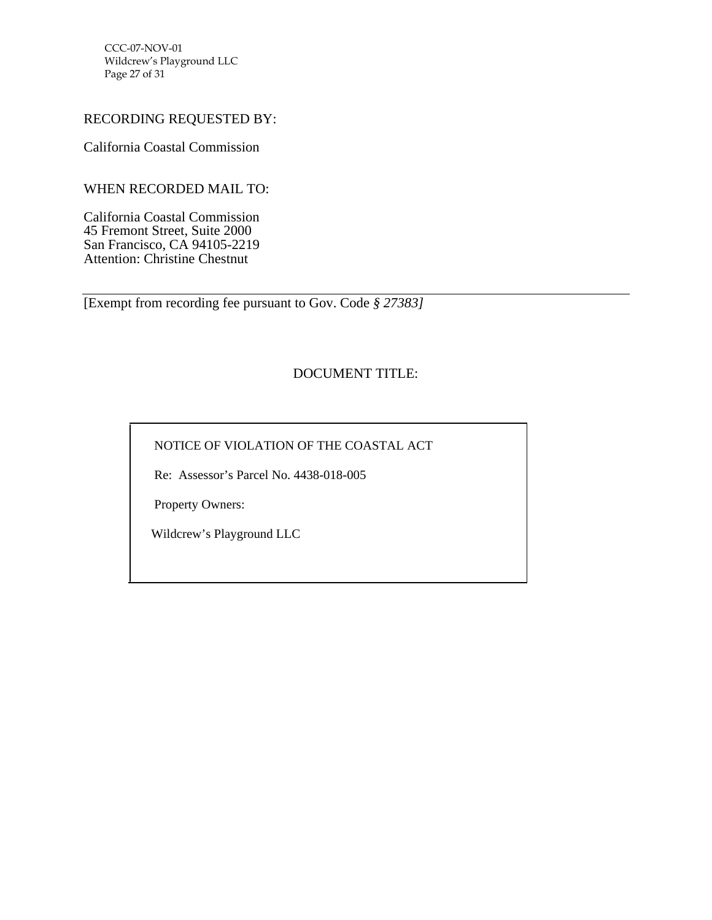RECORDING REQUESTED BY:

California Coastal Commission

WHEN RECORDED MAIL TO:

California Coastal Commission
45 Fremont Street, Suite 2000
San Francisco, CA 94105-2219
Attention: Christine Chestnut

---

[Exempt from recording fee pursuant to Gov. Code *§ 27383]*

DOCUMENT TITLE:

NOTICE OF VIOLATION OF THE COASTAL ACT

Re: Assessor's Parcel No. 4438-018-005

Property Owners:

Wildcrew's Playground LLC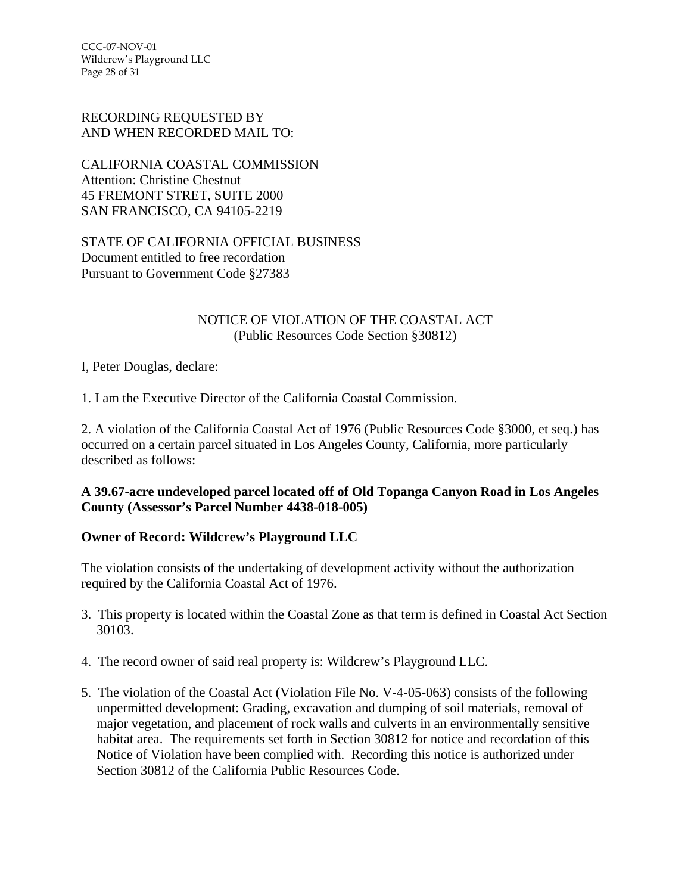RECORDING REQUESTED BY
AND WHEN RECORDED MAIL TO:

CALIFORNIA COASTAL COMMISSION
Attention: Christine Chestnut
45 FREMONT STRET, SUITE 2000
SAN FRANCISCO, CA 94105-2219

STATE OF CALIFORNIA OFFICIAL BUSINESS
Document entitled to free recordation
Pursuant to Government Code §27383

NOTICE OF VIOLATION OF THE COASTAL ACT
(Public Resources Code Section §30812)

I, Peter Douglas, declare:

1. I am the Executive Director of the California Coastal Commission.

2. A violation of the California Coastal Act of 1976 (Public Resources Code §3000, et seq.) has occurred on a certain parcel situated in Los Angeles County, California, more particularly described as follows:

**A 39.67-acre undeveloped parcel located off of Old Topanga Canyon Road in Los Angeles County (Assessor's Parcel Number 4438-018-005)**

**Owner of Record: Wildcrew's Playground LLC**

The violation consists of the undertaking of development activity without the authorization required by the California Coastal Act of 1976.

3. This property is located within the Coastal Zone as that term is defined in Coastal Act Section 30103.

4. The record owner of said real property is: Wildcrew's Playground LLC.

5. The violation of the Coastal Act (Violation File No. V-4-05-063) consists of the following unpermitted development: Grading, excavation and dumping of soil materials, removal of major vegetation, and placement of rock walls and culverts in an environmentally sensitive habitat area. The requirements set forth in Section 30812 for notice and recordation of this Notice of Violation have been complied with. Recording this notice is authorized under Section 30812 of the California Public Resources Code.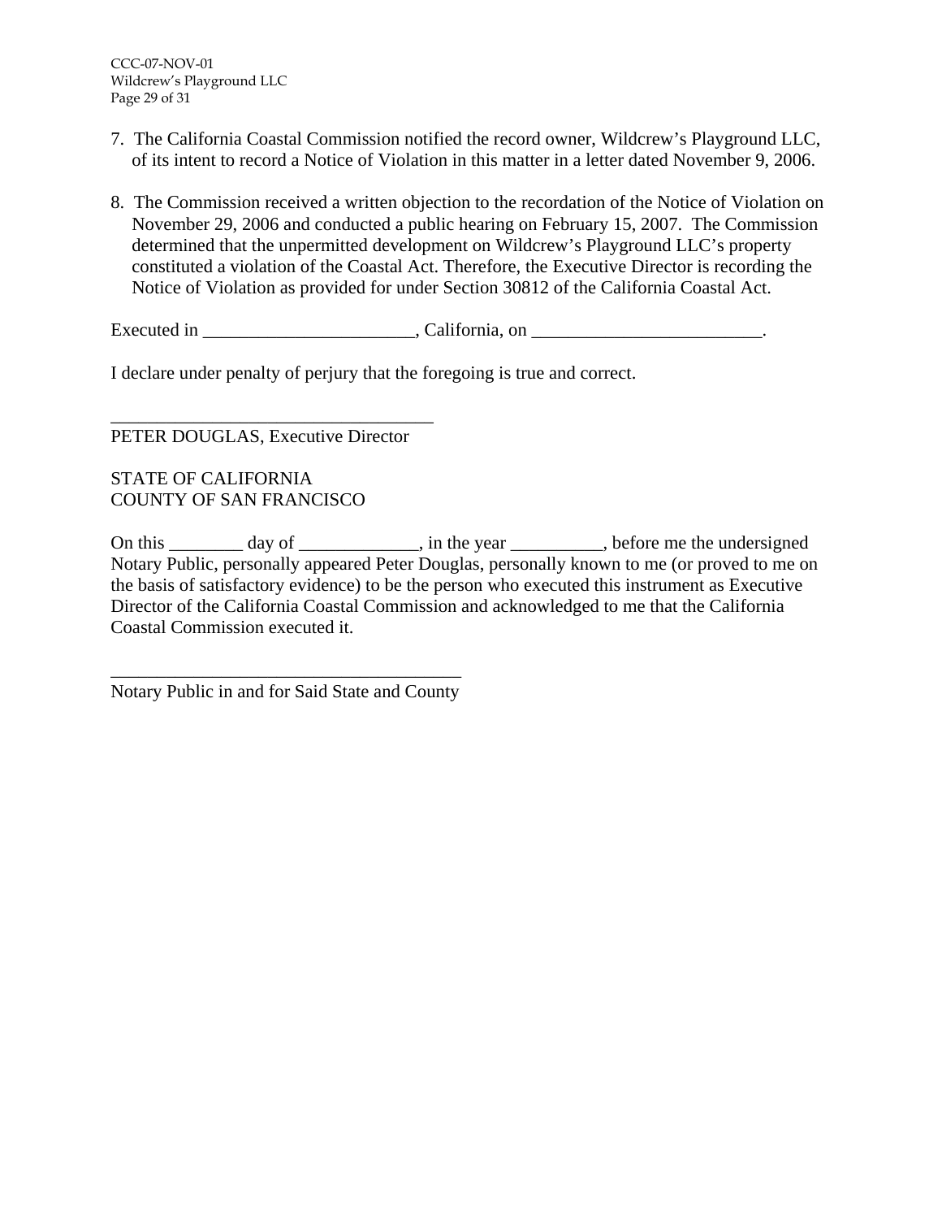7. The California Coastal Commission notified the record owner, Wildcrew's Playground LLC, of its intent to record a Notice of Violation in this matter in a letter dated November 9, 2006.

8. The Commission received a written objection to the recordation of the Notice of Violation on November 29, 2006 and conducted a public hearing on February 15, 2007. The Commission determined that the unpermitted development on Wildcrew's Playground LLC's property constituted a violation of the Coastal Act. Therefore, the Executive Director is recording the Notice of Violation as provided for under Section 30812 of the California Coastal Act.

Executed in _______________________, California, on _________________________.

I declare under penalty of perjury that the foregoing is true and correct.

___________________________________
PETER DOUGLAS, Executive Director

STATE OF CALIFORNIA
COUNTY OF SAN FRANCISCO

On this ________ day of _____________, in the year __________, before me the undersigned Notary Public, personally appeared Peter Douglas, personally known to me (or proved to me on the basis of satisfactory evidence) to be the person who executed this instrument as Executive Director of the California Coastal Commission and acknowledged to me that the California Coastal Commission executed it.

______________________________________
Notary Public in and for Said State and County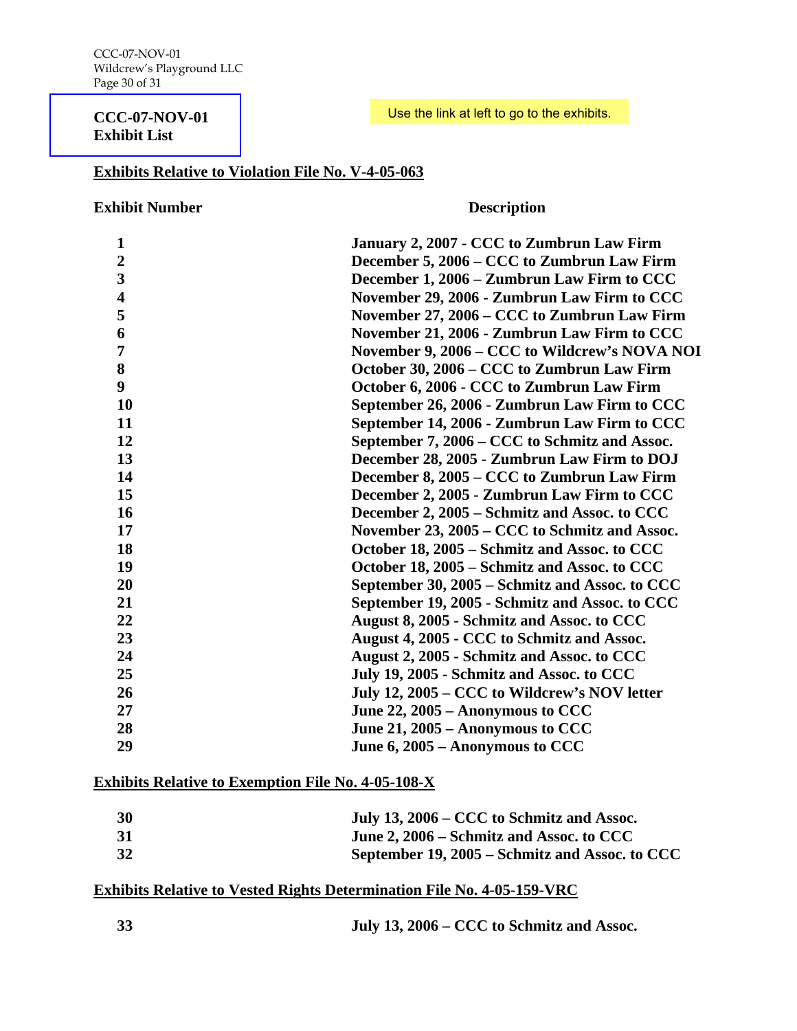**CCC-07-NOV-01**
**Exhibit List**

Use the link at left to go to the exhibits.

## Exhibits Relative to Violation File No. V-4-05-063

| Exhibit Number | Description |
|---|---|
| 1 | January 2, 2007 - CCC to Zumbrun Law Firm |
| 2 | December 5, 2006 – CCC to Zumbrun Law Firm |
| 3 | December 1, 2006 – Zumbrun Law Firm to CCC |
| 4 | November 29, 2006 - Zumbrun Law Firm to CCC |
| 5 | November 27, 2006 – CCC to Zumbrun Law Firm |
| 6 | November 21, 2006 - Zumbrun Law Firm to CCC |
| 7 | November 9, 2006 – CCC to Wildcrew's NOVA NOI |
| 8 | October 30, 2006 – CCC to Zumbrun Law Firm |
| 9 | October 6, 2006 - CCC to Zumbrun Law Firm |
| 10 | September 26, 2006 - Zumbrun Law Firm to CCC |
| 11 | September 14, 2006 - Zumbrun Law Firm to CCC |
| 12 | September 7, 2006 – CCC to Schmitz and Assoc. |
| 13 | December 28, 2005 - Zumbrun Law Firm to DOJ |
| 14 | December 8, 2005 – CCC to Zumbrun Law Firm |
| 15 | December 2, 2005 - Zumbrun Law Firm to CCC |
| 16 | December 2, 2005 – Schmitz and Assoc. to CCC |
| 17 | November 23, 2005 – CCC to Schmitz and Assoc. |
| 18 | October 18, 2005 – Schmitz and Assoc. to CCC |
| 19 | October 18, 2005 – Schmitz and Assoc. to CCC |
| 20 | September 30, 2005 – Schmitz and Assoc. to CCC |
| 21 | September 19, 2005 - Schmitz and Assoc. to CCC |
| 22 | August 8, 2005 - Schmitz and Assoc. to CCC |
| 23 | August 4, 2005 - CCC to Schmitz and Assoc. |
| 24 | August 2, 2005 - Schmitz and Assoc. to CCC |
| 25 | July 19, 2005 - Schmitz and Assoc. to CCC |
| 26 | July 12, 2005 – CCC to Wildcrew's NOV letter |
| 27 | June 22, 2005 – Anonymous to CCC |
| 28 | June 21, 2005 – Anonymous to CCC |
| 29 | June 6, 2005 – Anonymous to CCC |

## Exhibits Relative to Exemption File No. 4-05-108-X

| Exhibit Number | Description |
|---|---|
| 30 | July 13, 2006 – CCC to Schmitz and Assoc. |
| 31 | June 2, 2006 – Schmitz and Assoc. to CCC |
| 32 | September 19, 2005 – Schmitz and Assoc. to CCC |

## Exhibits Relative to Vested Rights Determination File No. 4-05-159-VRC

| Exhibit Number | Description |
|---|---|
| 33 | July 13, 2006 – CCC to Schmitz and Assoc. |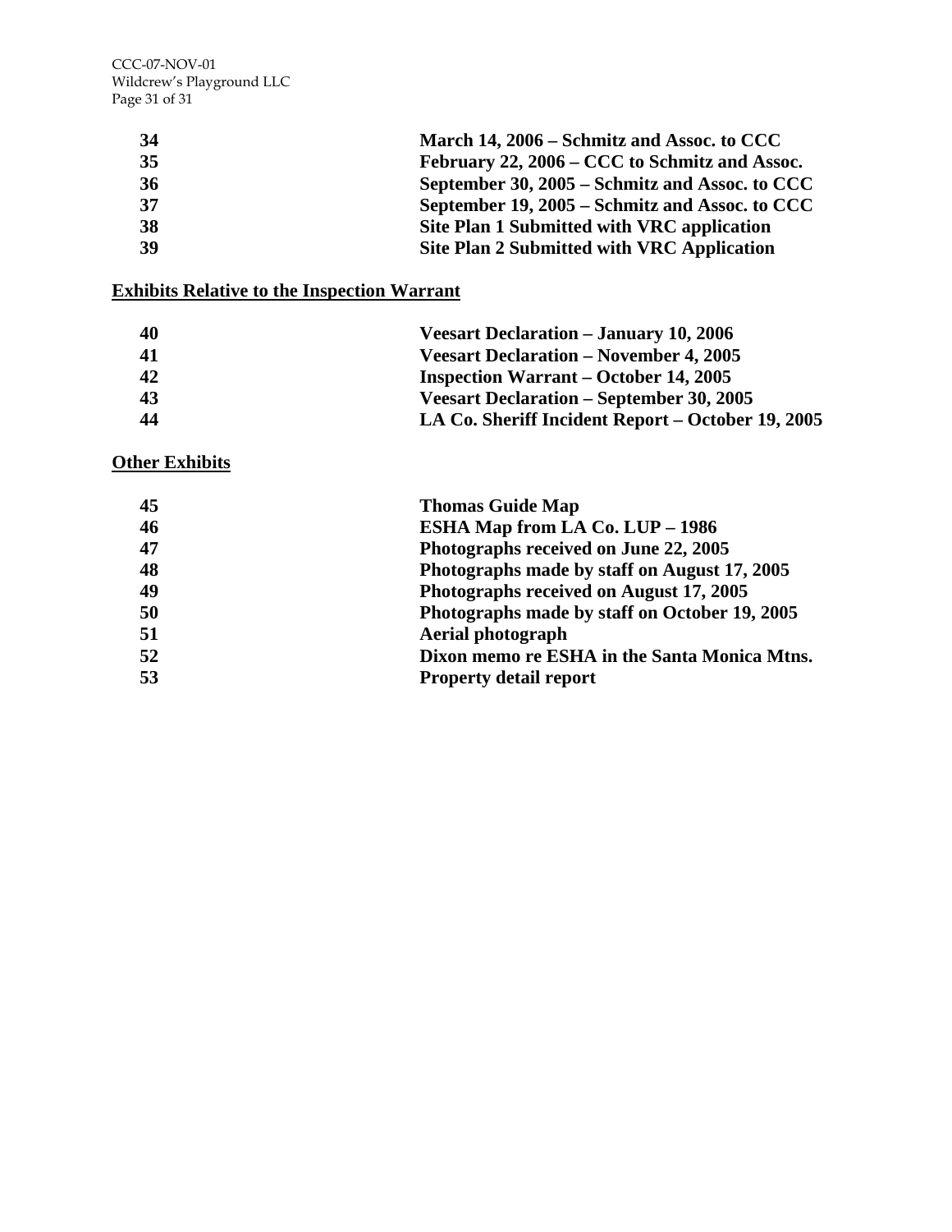| | |
|---|---|
| **34** | **March 14, 2006 – Schmitz and Assoc. to CCC** |
| **35** | **February 22, 2006 – CCC to Schmitz and Assoc.** |
| **36** | **September 30, 2005 – Schmitz and Assoc. to CCC** |
| **37** | **September 19, 2005 – Schmitz and Assoc. to CCC** |
| **38** | **Site Plan 1 Submitted with VRC application** |
| **39** | **Site Plan 2 Submitted with VRC Application** |

**Exhibits Relative to the Inspection Warrant**

| | |
|---|---|
| **40** | **Veesart Declaration – January 10, 2006** |
| **41** | **Veesart Declaration – November 4, 2005** |
| **42** | **Inspection Warrant – October 14, 2005** |
| **43** | **Veesart Declaration – September 30, 2005** |
| **44** | **LA Co. Sheriff Incident Report – October 19, 2005** |

**Other Exhibits**

| | |
|---|---|
| **45** | **Thomas Guide Map** |
| **46** | **ESHA Map from LA Co. LUP – 1986** |
| **47** | **Photographs received on June 22, 2005** |
| **48** | **Photographs made by staff on August 17, 2005** |
| **49** | **Photographs received on August 17, 2005** |
| **50** | **Photographs made by staff on October 19, 2005** |
| **51** | **Aerial photograph** |
| **52** | **Dixon memo re ESHA in the Santa Monica Mtns.** |
| **53** | **Property detail report** |